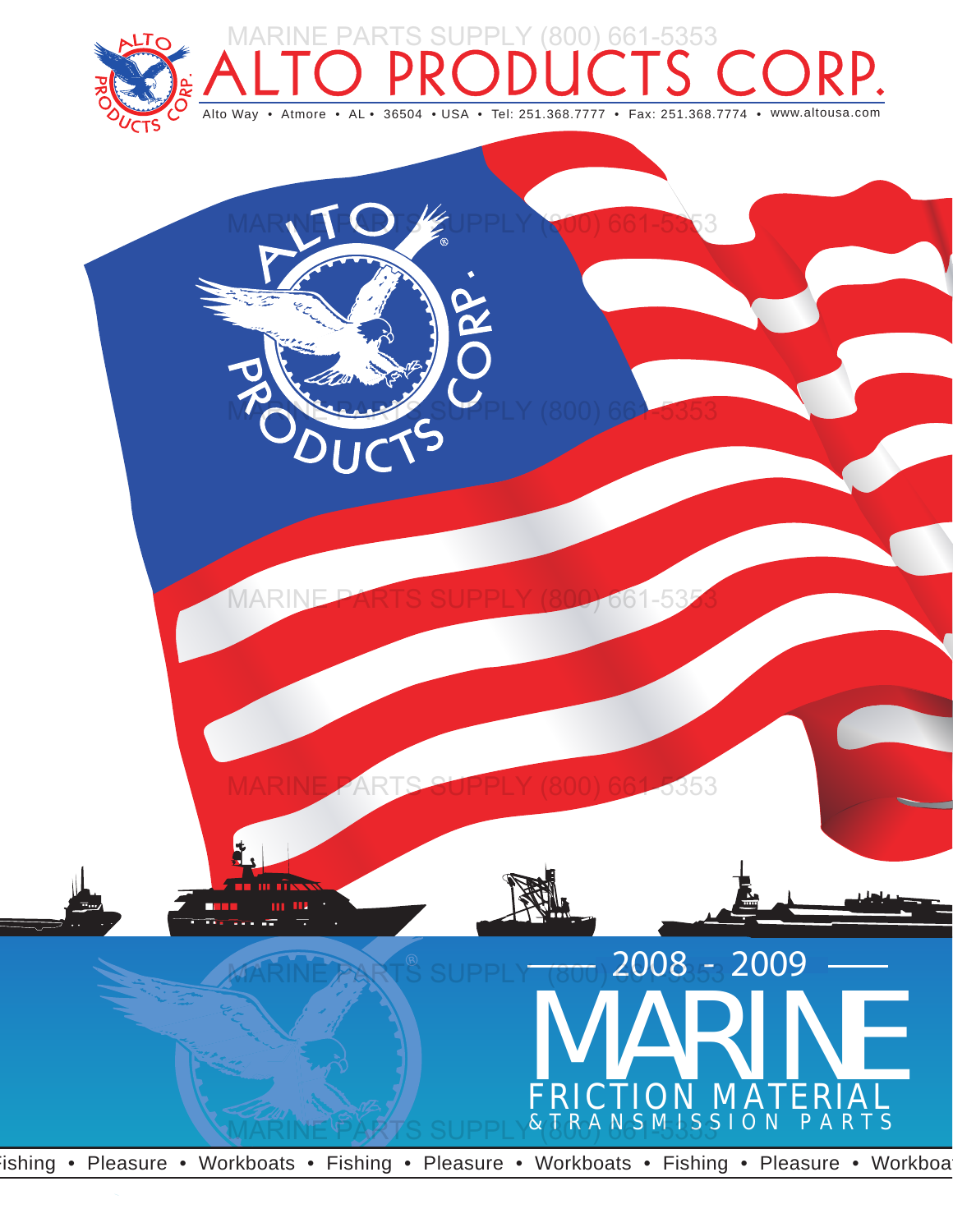# ALTO PRODUCTS CORP.

Alto Way • Atmore • AL • 36504 • USA • Tel: 251.368.7777 • Fax: 251.368.7774 • www.altousa.com

MARINE PARTS SUPPLY (800) 661-5353

## 2008 - 2009

# MARINE

## FRICTION MATERIAL

### & TRANSMISSION PARTS

Fishing • Pleasure • Workboats • Fishing • Pleasure • Workboats • Fishing • Pleasure • Workboats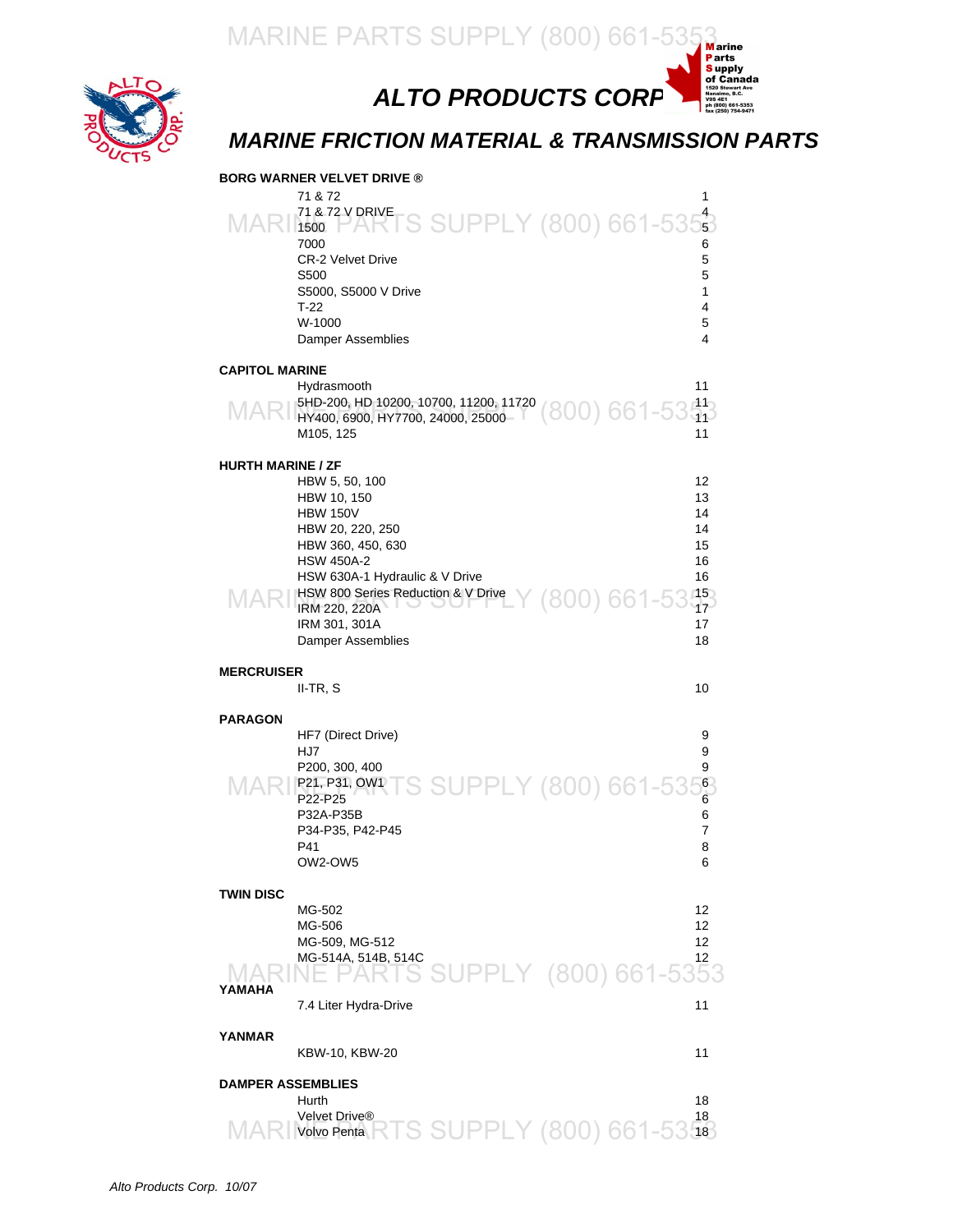# ALTO PRODUCTS CORP

## MARINE FRICTION MATERIAL & TRANSMISSION PARTS

**BORG WARNER VELVET DRIVE ®**

| | |
|---|---|
| 71 & 72 | 1 |
| 71 & 72 V DRIVE | 4 |
| 1500 | 5 |
| 7000 | 6 |
| CR-2 Velvet Drive | 5 |
| S500 | 5 |
| S5000, S5000 V Drive | 1 |
| T-22 | 4 |
| W-1000 | 5 |
| Damper Assemblies | 4 |

**CAPITOL MARINE**

| | |
|---|---|
| Hydrasmooth | 11 |
| 5HD-200, HD 10200, 10700, 11200, 11720 | 11 |
| HY400, 6900, HY7700, 24000, 25000 | 11 |
| M105, 125 | 11 |

**HURTH MARINE / ZF**

| | |
|---|---|
| HBW 5, 50, 100 | 12 |
| HBW 10, 150 | 13 |
| HBW 150V | 14 |
| HBW 20, 220, 250 | 14 |
| HBW 360, 450, 630 | 15 |
| HSW 450A-2 | 16 |
| HSW 630A-1 Hydraulic & V Drive | 16 |
| HSW 800 Series Reduction & V Drive | 15 |
| IRM 220, 220A | 17 |
| IRM 301, 301A | 17 |
| Damper Assemblies | 18 |

**MERCRUISER**

| | |
|---|---|
| II-TR, S | 10 |

**PARAGON**

| | |
|---|---|
| HF7 (Direct Drive) | 9 |
| HJ7 | 9 |
| P200, 300, 400 | 9 |
| P21, P31, OW1 | 6 |
| P22-P25 | 6 |
| P32A-P35B | 6 |
| P34-P35, P42-P45 | 7 |
| P41 | 8 |
| OW2-OW5 | 6 |

**TWIN DISC**

| | |
|---|---|
| MG-502 | 12 |
| MG-506 | 12 |
| MG-509, MG-512 | 12 |
| MG-514A, 514B, 514C | 12 |

**YAMAHA**

| | |
|---|---|
| 7.4 Liter Hydra-Drive | 11 |

**YANMAR**

| | |
|---|---|
| KBW-10, KBW-20 | 11 |

**DAMPER ASSEMBLIES**

| | |
|---|---|
| Hurth | 18 |
| Velvet Drive® | 18 |
| Volvo Penta | 18 |

*Alto Products Corp. 10/07*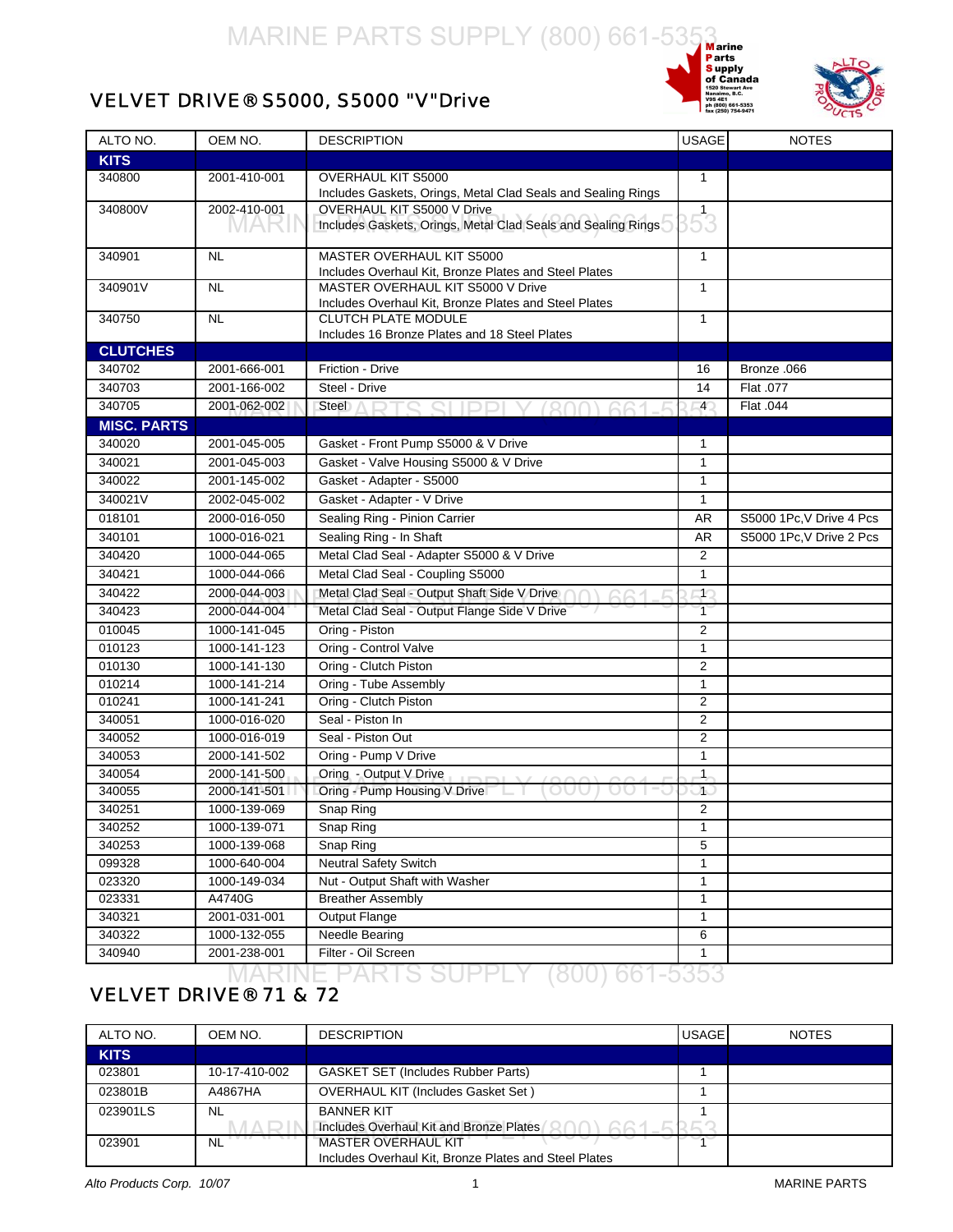## VELVET DRIVE® S5000, S5000 "V"Drive

| ALTO NO. | OEM NO. | DESCRIPTION | USAGE | NOTES |
|---|---|---|---|---|
| **KITS** | | | | |
| 340800 | 2001-410-001 | OVERHAUL KIT S5000<br>Includes Gaskets, Orings, Metal Clad Seals and Sealing Rings | 1 | |
| 340800V | 2002-410-001 | OVERHAUL KIT S5000 V Drive<br>Includes Gaskets, Orings, Metal Clad Seals and Sealing Rings | 1 | |
| 340901 | NL | MASTER OVERHAUL KIT S5000<br>Includes Overhaul Kit, Bronze Plates and Steel Plates | 1 | |
| 340901V | NL | MASTER OVERHAUL KIT S5000 V Drive<br>Includes Overhaul Kit, Bronze Plates and Steel Plates | 1 | |
| 340750 | NL | CLUTCH PLATE MODULE<br>Includes 16 Bronze Plates and 18 Steel Plates | 1 | |
| **CLUTCHES** | | | | |
| 340702 | 2001-666-001 | Friction - Drive | 16 | Bronze .066 |
| 340703 | 2001-166-002 | Steel - Drive | 14 | Flat .077 |
| 340705 | 2001-062-002 | Steel | 4 | Flat .044 |
| **MISC. PARTS** | | | | |
| 340020 | 2001-045-005 | Gasket - Front Pump S5000 & V Drive | 1 | |
| 340021 | 2001-045-003 | Gasket - Valve Housing S5000 & V Drive | 1 | |
| 340022 | 2001-145-002 | Gasket - Adapter - S5000 | 1 | |
| 340021V | 2002-045-002 | Gasket - Adapter - V Drive | 1 | |
| 018101 | 2000-016-050 | Sealing Ring - Pinion Carrier | AR | S5000 1Pc,V Drive 4 Pcs |
| 340101 | 1000-016-021 | Sealing Ring - In Shaft | AR | S5000 1Pc,V Drive 2 Pcs |
| 340420 | 1000-044-065 | Metal Clad Seal - Adapter S5000 & V Drive | 2 | |
| 340421 | 1000-044-066 | Metal Clad Seal - Coupling S5000 | 1 | |
| 340422 | 2000-044-003 | Metal Clad Seal - Output Shaft Side V Drive | 1 | |
| 340423 | 2000-044-004 | Metal Clad Seal - Output Flange Side V Drive | 1 | |
| 010045 | 1000-141-045 | Oring - Piston | 2 | |
| 010123 | 1000-141-123 | Oring - Control Valve | 1 | |
| 010130 | 1000-141-130 | Oring - Clutch Piston | 2 | |
| 010214 | 1000-141-214 | Oring - Tube Assembly | 1 | |
| 010241 | 1000-141-241 | Oring - Clutch Piston | 2 | |
| 340051 | 1000-016-020 | Seal - Piston In | 2 | |
| 340052 | 1000-016-019 | Seal - Piston Out | 2 | |
| 340053 | 2000-141-502 | Oring - Pump V Drive | 1 | |
| 340054 | 2000-141-500 | Oring - Output V Drive | 1 | |
| 340055 | 2000-141-501 | Oring - Pump Housing V Drive | 1 | |
| 340251 | 1000-139-069 | Snap Ring | 2 | |
| 340252 | 1000-139-071 | Snap Ring | 1 | |
| 340253 | 1000-139-068 | Snap Ring | 5 | |
| 099328 | 1000-640-004 | Neutral Safety Switch | 1 | |
| 023320 | 1000-149-034 | Nut - Output Shaft with Washer | 1 | |
| 023331 | A4740G | Breather Assembly | 1 | |
| 340321 | 2001-031-001 | Output Flange | 1 | |
| 340322 | 1000-132-055 | Needle Bearing | 6 | |
| 340940 | 2001-238-001 | Filter - Oil Screen | 1 | |

## VELVET DRIVE® 71 & 72

| ALTO NO. | OEM NO. | DESCRIPTION | USAGE | NOTES |
|---|---|---|---|---|
| **KITS** | | | | |
| 023801 | 10-17-410-002 | GASKET SET (Includes Rubber Parts) | 1 | |
| 023801B | A4867HA | OVERHAUL KIT (Includes Gasket Set ) | 1 | |
| 023901LS | NL | BANNER KIT<br>Includes Overhaul Kit and Bronze Plates | 1 | |
| 023901 | NL | MASTER OVERHAUL KIT<br>Includes Overhaul Kit, Bronze Plates and Steel Plates | 1 | |

Alto Products Corp. 10/07 — MARINE PARTS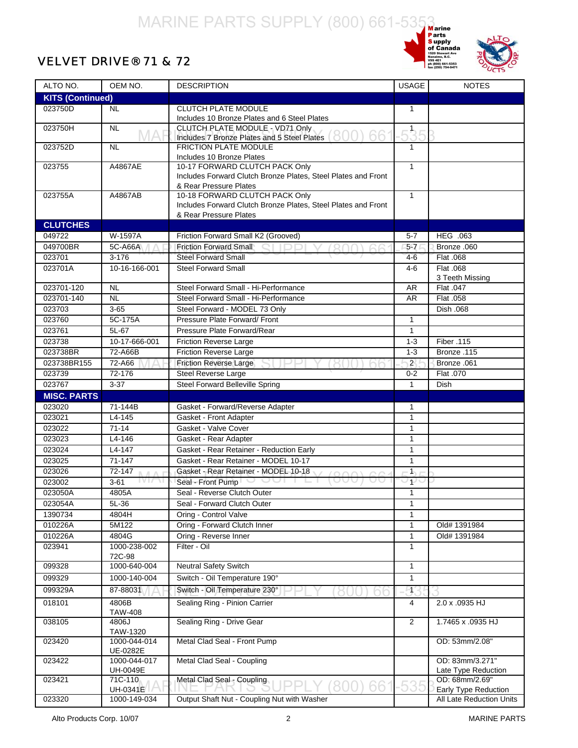# VELVET DRIVE® 71 & 72

| ALTO NO. | OEM NO. | DESCRIPTION | USAGE | NOTES |
|---|---|---|---|---|
| **KITS (Continued)** | | | | |
| 023750D | NL | CLUTCH PLATE MODULE<br>Includes 10 Bronze Plates and 6 Steel Plates | 1 | |
| 023750H | NL | CLUTCH PLATE MODULE - VD71 Only<br>Includes 7 Bronze Plates and 5 Steel Plates | 1 | |
| 023752D | NL | FRICTION PLATE MODULE<br>Includes 10 Bronze Plates | 1 | |
| 023755 | A4867AE | 10-17 FORWARD CLUTCH PACK Only<br>Includes Forward Clutch Bronze Plates, Steel Plates and Front & Rear Pressure Plates | 1 | |
| 023755A | A4867AB | 10-18 FORWARD CLUTCH PACK Only<br>Includes Forward Clutch Bronze Plates, Steel Plates and Front & Rear Pressure Plates | 1 | |
| **CLUTCHES** | | | | |
| 049722 | W-1597A | Friction Forward Small K2 (Grooved) | 5-7 | HEG .063 |
| 049700BR | 5C-A66A | Friction Forward Small | 5-7 | Bronze .060 |
| 023701 | 3-176 | Steel Forward Small | 4-6 | Flat .068 |
| 023701A | 10-16-166-001 | Steel Forward Small | 4-6 | Flat .068<br>3 Teeth Missing |
| 023701-120 | NL | Steel Forward Small - Hi-Performance | AR | Flat .047 |
| 023701-140 | NL | Steel Forward Small - Hi-Performance | AR | Flat .058 |
| 023703 | 3-65 | Steel Forward - MODEL 73 Only | | Dish .068 |
| 023760 | 5C-175A | Pressure Plate Forward/ Front | 1 | |
| 023761 | 5L-67 | Pressure Plate Forward/Rear | 1 | |
| 023738 | 10-17-666-001 | Friction Reverse Large | 1-3 | Fiber .115 |
| 023738BR | 72-A66B | Friction Reverse Large | 1-3 | Bronze .115 |
| 023738BR155 | 72-A66 | Friction Reverse Large | 2 | Bronze .061 |
| 023739 | 72-176 | Steel Reverse Large | 0-2 | Flat .070 |
| 023767 | 3-37 | Steel Forward Belleville Spring | 1 | Dish |
| **MISC. PARTS** | | | | |
| 023020 | 71-144B | Gasket - Forward/Reverse Adapter | 1 | |
| 023021 | L4-145 | Gasket - Front Adapter | 1 | |
| 023022 | 71-14 | Gasket - Valve Cover | 1 | |
| 023023 | L4-146 | Gasket - Rear Adapter | 1 | |
| 023024 | L4-147 | Gasket - Rear Retainer - Reduction Early | 1 | |
| 023025 | 71-147 | Gasket - Rear Retainer - MODEL 10-17 | 1 | |
| 023026 | 72-147 | Gasket - Rear Retainer - MODEL 10-18 | 1 | |
| 023002 | 3-61 | Seal - Front Pump | 1 | |
| 023050A | 4805A | Seal - Reverse Clutch Outer | 1 | |
| 023054A | 5L-36 | Seal - Forward Clutch Outer | 1 | |
| 1390734 | 4804H | Oring - Control Valve | 1 | |
| 010226A | 5M122 | Oring - Forward Clutch Inner | 1 | Old# 1391984 |
| 010226A | 4804G | Oring - Reverse Inner | 1 | Old# 1391984 |
| 023941 | 1000-238-002<br>72C-98 | Filter - Oil | 1 | |
| 099328 | 1000-640-004 | Neutral Safety Switch | 1 | |
| 099329 | 1000-140-004 | Switch - Oil Temperature 190° | 1 | |
| 099329A | 87-88031 | Switch - Oil Temperature 230° | 1 | |
| 018101 | 4806B<br>TAW-408 | Sealing Ring - Pinion Carrier | 4 | 2.0 x .0935 HJ |
| 038105 | 4806J<br>TAW-1320 | Sealing Ring - Drive Gear | 2 | 1.7465 x .0935 HJ |
| 023420 | 1000-044-014<br>UE-0282E | Metal Clad Seal - Front Pump | | OD: 53mm/2.08" |
| 023422 | 1000-044-017<br>UH-0049E | Metal Clad Seal - Coupling | | OD: 83mm/3.271"<br>Late Type Reduction |
| 023421 | 71C-110<br>UH-0341E | Metal Clad Seal - Coupling | | OD: 68mm/2.69"<br>Early Type Reduction |
| 023320 | 1000-149-034 | Output Shaft Nut - Coupling Nut with Washer | | All Late Reduction Units |

Alto Products Corp. 10/07 MARINE PARTS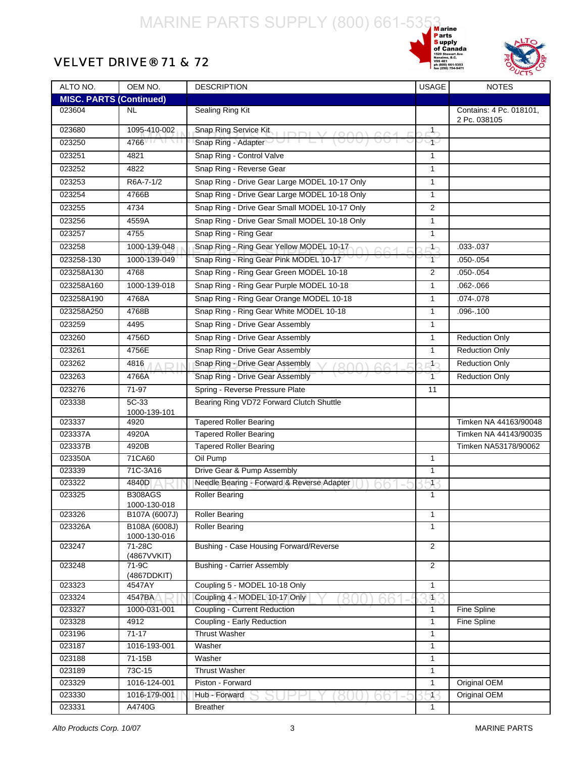# VELVET DRIVE® 71 & 72

| ALTO NO. | OEM NO. | DESCRIPTION | USAGE | NOTES |
|---|---|---|---|---|
| **MISC. PARTS (Continued)** | | | | |
| 023604 | NL | Sealing Ring Kit | | Contains: 4 Pc. 018101, 2 Pc. 038105 |
| 023680 | 1095-410-002 | Snap Ring Service Kit | 1 | |
| 023250 | 4766 | Snap Ring - Adapter | 1 | |
| 023251 | 4821 | Snap Ring - Control Valve | 1 | |
| 023252 | 4822 | Snap Ring - Reverse Gear | 1 | |
| 023253 | R6A-7-1/2 | Snap Ring - Drive Gear Large MODEL 10-17 Only | 1 | |
| 023254 | 4766B | Snap Ring - Drive Gear Large MODEL 10-18 Only | 1 | |
| 023255 | 4734 | Snap Ring - Drive Gear Small MODEL 10-17 Only | 2 | |
| 023256 | 4559A | Snap Ring - Drive Gear Small MODEL 10-18 Only | 1 | |
| 023257 | 4755 | Snap Ring - Ring Gear | 1 | |
| 023258 | 1000-139-048 | Snap Ring - Ring Gear Yellow MODEL 10-17 | 1 | .033-.037 |
| 023258-130 | 1000-139-049 | Snap Ring - Ring Gear Pink MODEL 10-17 | 1 | .050-.054 |
| 023258A130 | 4768 | Snap Ring - Ring Gear Green MODEL 10-18 | 2 | .050-.054 |
| 023258A160 | 1000-139-018 | Snap Ring - Ring Gear Purple MODEL 10-18 | 1 | .062-.066 |
| 023258A190 | 4768A | Snap Ring - Ring Gear Orange MODEL 10-18 | 1 | .074-.078 |
| 023258A250 | 4768B | Snap Ring - Ring Gear White MODEL 10-18 | 1 | .096-.100 |
| 023259 | 4495 | Snap Ring - Drive Gear Assembly | 1 | |
| 023260 | 4756D | Snap Ring - Drive Gear Assembly | 1 | Reduction Only |
| 023261 | 4756E | Snap Ring - Drive Gear Assembly | 1 | Reduction Only |
| 023262 | 4816 | Snap Ring - Drive Gear Assembly | 1 | Reduction Only |
| 023263 | 4766A | Snap Ring - Drive Gear Assembly | 1 | Reduction Only |
| 023276 | 71-97 | Spring - Reverse Pressure Plate | 11 | |
| 023338 | 5C-33 1000-139-101 | Bearing Ring VD72 Forward Clutch Shuttle | | |
| 023337 | 4920 | Tapered Roller Bearing | | Timken NA 44163/90048 |
| 023337A | 4920A | Tapered Roller Bearing | | Timken NA 44143/90035 |
| 023337B | 4920B | Tapered Roller Bearing | | Timken NA53178/90062 |
| 023350A | 71CA60 | Oil Pump | 1 | |
| 023339 | 71C-3A16 | Drive Gear & Pump Assembly | 1 | |
| 023322 | 4840D | Needle Bearing - Forward & Reverse Adapter | 1 | |
| 023325 | B308AGS 1000-130-018 | Roller Bearing | 1 | |
| 023326 | B107A (6007J) | Roller Bearing | 1 | |
| 023326A | B108A (6008J) 1000-130-016 | Roller Bearing | 1 | |
| 023247 | 71-28C (4867VVKIT) | Bushing - Case Housing Forward/Reverse | 2 | |
| 023248 | 71-9C (4867DDKIT) | Bushing - Carrier Assembly | 2 | |
| 023323 | 4547AY | Coupling 5 - MODEL 10-18 Only | 1 | |
| 023324 | 4547BA | Coupling 4 - MODEL 10-17 Only | 1 | |
| 023327 | 1000-031-001 | Coupling - Current Reduction | 1 | Fine Spline |
| 023328 | 4912 | Coupling - Early Reduction | 1 | Fine Spline |
| 023196 | 71-17 | Thrust Washer | 1 | |
| 023187 | 1016-193-001 | Washer | 1 | |
| 023188 | 71-15B | Washer | 1 | |
| 023189 | 73C-15 | Thrust Washer | 1 | |
| 023329 | 1016-124-001 | Piston - Forward | 1 | Original OEM |
| 023330 | 1016-179-001 | Hub - Forward | 1 | Original OEM |
| 023331 | A4740G | Breather | 1 | |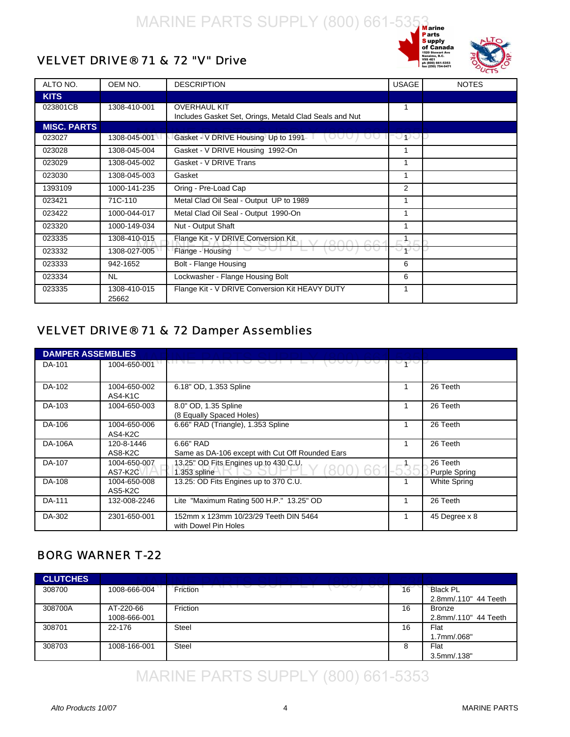## VELVET DRIVE® 71 & 72 "V" Drive

| ALTO NO. | OEM NO. | DESCRIPTION | USAGE | NOTES |
|---|---|---|---|---|
| **KITS** | | | | |
| 023801CB | 1308-410-001 | OVERHAUL KIT<br>Includes Gasket Set, Orings, Metald Clad Seals and Nut | 1 | |
| **MISC. PARTS** | | | | |
| 023027 | 1308-045-001 | Gasket - V DRIVE Housing Up to 1991 | 1 | |
| 023028 | 1308-045-004 | Gasket - V DRIVE Housing 1992-On | 1 | |
| 023029 | 1308-045-002 | Gasket - V DRIVE Trans | 1 | |
| 023030 | 1308-045-003 | Gasket | 1 | |
| 1393109 | 1000-141-235 | Oring - Pre-Load Cap | 2 | |
| 023421 | 71C-110 | Metal Clad Oil Seal - Output UP to 1989 | 1 | |
| 023422 | 1000-044-017 | Metal Clad Oil Seal - Output 1990-On | 1 | |
| 023320 | 1000-149-034 | Nut - Output Shaft | 1 | |
| 023335 | 1308-410-015 | Flange Kit - V DRIVE Conversion Kit | 1 | |
| 023332 | 1308-027-005 | Flange - Housing | 1 | |
| 023333 | 942-1652 | Bolt - Flange Housing | 6 | |
| 023334 | NL | Lockwasher - Flange Housing Bolt | 6 | |
| 023335 | 1308-410-015<br>25662 | Flange Kit - V DRIVE Conversion Kit HEAVY DUTY | 1 | |

## VELVET DRIVE® 71 & 72 Damper Assemblies

| DAMPER ASSEMBLIES | | | | |
|---|---|---|---|---|
| DA-101 | 1004-650-001 | | 1 | |
| DA-102 | 1004-650-002<br>AS4-K1C | 6.18" OD, 1.353 Spline | 1 | 26 Teeth |
| DA-103 | 1004-650-003 | 8.0" OD, 1.35 Spline<br>(8 Equally Spaced Holes) | 1 | 26 Teeth |
| DA-106 | 1004-650-006<br>AS4-K2C | 6.66" RAD (Triangle), 1.353 Spline | 1 | 26 Teeth |
| DA-106A | 120-8-1446<br>AS8-K2C | 6.66" RAD<br>Same as DA-106 except with Cut Off Rounded Ears | 1 | 26 Teeth |
| DA-107 | 1004-650-007<br>AS7-K2C | 13.25" OD Fits Engines up to 430 C.U.<br>1.353 spline | 1 | 26 Teeth<br>Purple Spring |
| DA-108 | 1004-650-008<br>AS5-K2C | 13.25: OD Fits Engines up to 370 C.U. | 1 | White Spring |
| DA-111 | 132-008-2246 | Lite "Maximum Rating 500 H.P." 13.25" OD | 1 | 26 Teeth |
| DA-302 | 2301-650-001 | 152mm x 123mm 10/23/29 Teeth DIN 5464<br>with Dowel Pin Holes | 1 | 45 Degree x 8 |

## BORG WARNER T-22

| CLUTCHES | | | | |
|---|---|---|---|---|
| 308700 | 1008-666-004 | Friction | 16 | Black PL<br>2.8mm/.110" 44 Teeth |
| 308700A | AT-220-66<br>1008-666-001 | Friction | 16 | Bronze<br>2.8mm/.110" 44 Teeth |
| 308701 | 22-176 | Steel | 16 | Flat<br>1.7mm/.068" |
| 308703 | 1008-166-001 | Steel | 8 | Flat<br>3.5mm/.138" |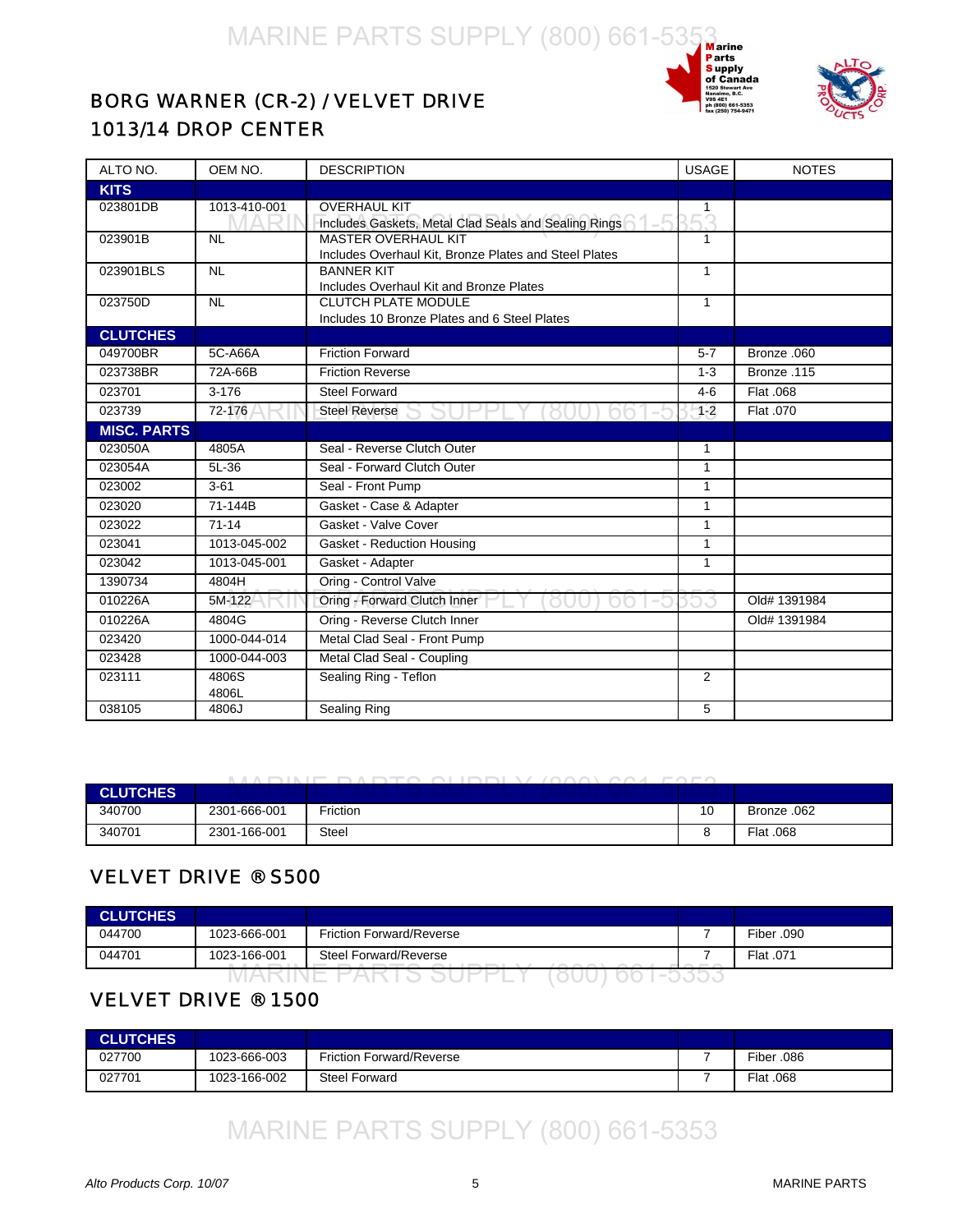## BORG WARNER (CR-2) / VELVET DRIVE 1013/14 DROP CENTER

| ALTO NO. | OEM NO. | DESCRIPTION | USAGE | NOTES |
|---|---|---|---|---|
| **KITS** | | | | |
| 023801DB | 1013-410-001 | OVERHAUL KIT<br>Includes Gaskets, Metal Clad Seals and Sealing Rings | 1 | |
| 023901B | NL | MASTER OVERHAUL KIT<br>Includes Overhaul Kit, Bronze Plates and Steel Plates | 1 | |
| 023901BLS | NL | BANNER KIT<br>Includes Overhaul Kit and Bronze Plates | 1 | |
| 023750D | NL | CLUTCH PLATE MODULE<br>Includes 10 Bronze Plates and 6 Steel Plates | 1 | |
| **CLUTCHES** | | | | |
| 049700BR | 5C-A66A | Friction Forward | 5-7 | Bronze .060 |
| 023738BR | 72A-66B | Friction Reverse | 1-3 | Bronze .115 |
| 023701 | 3-176 | Steel Forward | 4-6 | Flat .068 |
| 023739 | 72-176 | Steel Reverse | 1-2 | Flat .070 |
| **MISC. PARTS** | | | | |
| 023050A | 4805A | Seal - Reverse Clutch Outer | 1 | |
| 023054A | 5L-36 | Seal - Forward Clutch Outer | 1 | |
| 023002 | 3-61 | Seal - Front Pump | 1 | |
| 023020 | 71-144B | Gasket - Case & Adapter | 1 | |
| 023022 | 71-14 | Gasket - Valve Cover | 1 | |
| 023041 | 1013-045-002 | Gasket - Reduction Housing | 1 | |
| 023042 | 1013-045-001 | Gasket - Adapter | 1 | |
| 1390734 | 4804H | Oring - Control Valve | | |
| 010226A | 5M-122 | Oring - Forward Clutch Inner | | Old# 1391984 |
| 010226A | 4804G | Oring - Reverse Clutch Inner | | Old# 1391984 |
| 023420 | 1000-044-014 | Metal Clad Seal - Front Pump | | |
| 023428 | 1000-044-003 | Metal Clad Seal - Coupling | | |
| 023111 | 4806S<br>4806L | Sealing Ring - Teflon | 2 | |
| 038105 | 4806J | Sealing Ring | 5 | |

| **CLUTCHES** | | | | |
|---|---|---|---|---|
| 340700 | 2301-666-001 | Friction | 10 | Bronze .062 |
| 340701 | 2301-166-001 | Steel | 8 | Flat .068 |

## VELVET DRIVE ® S500

| **CLUTCHES** | | | | |
|---|---|---|---|---|
| 044700 | 1023-666-001 | Friction Forward/Reverse | 7 | Fiber .090 |
| 044701 | 1023-166-001 | Steel Forward/Reverse | 7 | Flat .071 |

## VELVET DRIVE ® 1500

| **CLUTCHES** | | | | |
|---|---|---|---|---|
| 027700 | 1023-666-003 | Friction Forward/Reverse | 7 | Fiber .086 |
| 027701 | 1023-166-002 | Steel Forward | 7 | Flat .068 |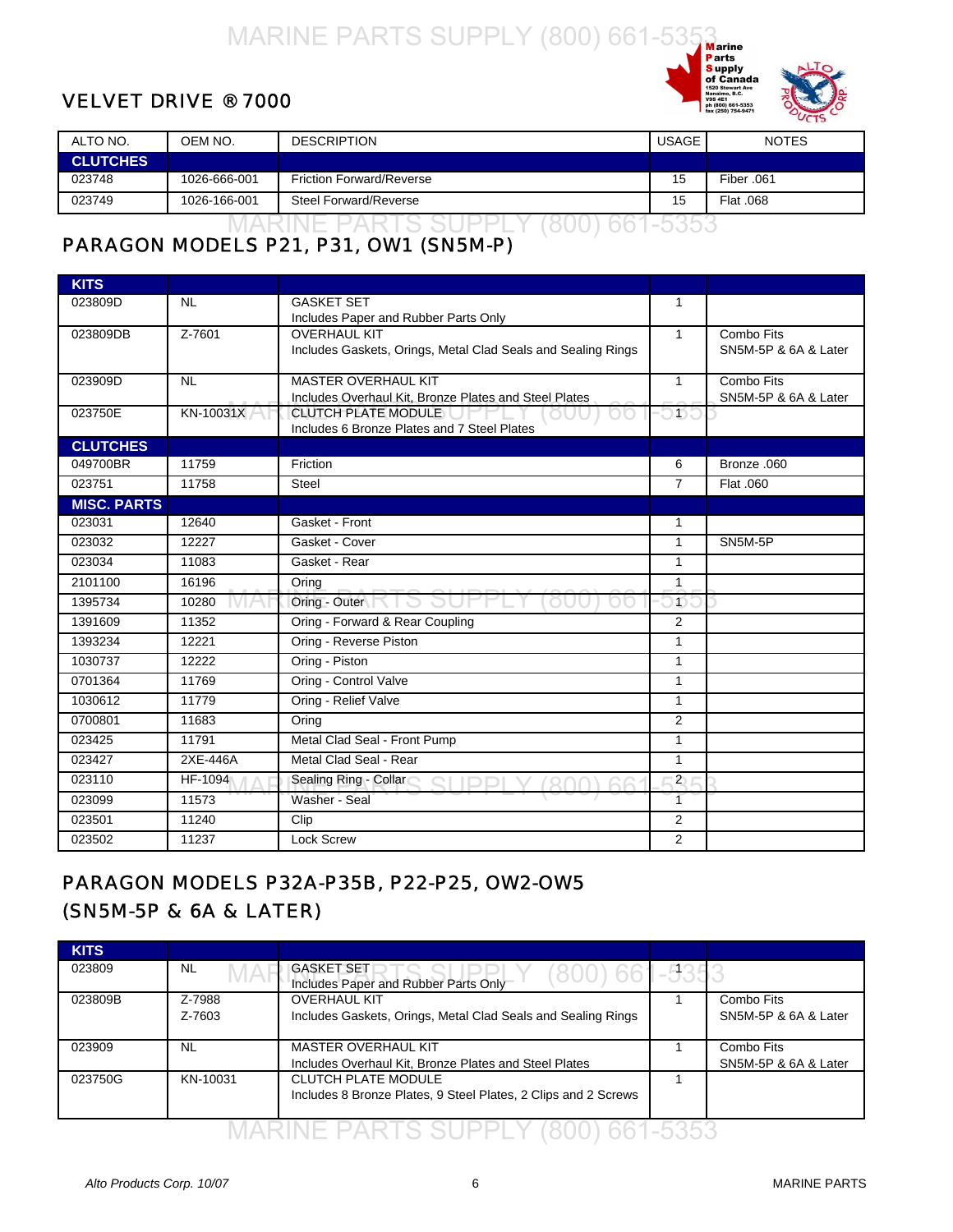## VELVET DRIVE ® 7000

| ALTO NO. | OEM NO. | DESCRIPTION | USAGE | NOTES |
|---|---|---|---|---|
| **CLUTCHES** | | | | |
| 023748 | 1026-666-001 | Friction Forward/Reverse | 15 | Fiber .061 |
| 023749 | 1026-166-001 | Steel Forward/Reverse | 15 | Flat .068 |

## PARAGON MODELS P21, P31, OW1 (SN5M-P)

| ALTO NO. | OEM NO. | DESCRIPTION | USAGE | NOTES |
|---|---|---|---|---|
| **KITS** | | | | |
| 023809D | NL | GASKET SET<br>Includes Paper and Rubber Parts Only | 1 | |
| 023809DB | Z-7601 | OVERHAUL KIT<br>Includes Gaskets, Orings, Metal Clad Seals and Sealing Rings | 1 | Combo Fits<br>SN5M-5P & 6A & Later |
| 023909D | NL | MASTER OVERHAUL KIT<br>Includes Overhaul Kit, Bronze Plates and Steel Plates | 1 | Combo Fits<br>SN5M-5P & 6A & Later |
| 023750E | KN-10031X | CLUTCH PLATE MODULE<br>Includes 6 Bronze Plates and 7 Steel Plates | 1 | |
| **CLUTCHES** | | | | |
| 049700BR | 11759 | Friction | 6 | Bronze .060 |
| 023751 | 11758 | Steel | 7 | Flat .060 |
| **MISC. PARTS** | | | | |
| 023031 | 12640 | Gasket - Front | 1 | |
| 023032 | 12227 | Gasket - Cover | 1 | SN5M-5P |
| 023034 | 11083 | Gasket - Rear | 1 | |
| 2101100 | 16196 | Oring | 1 | |
| 1395734 | 10280 | Oring - Outer | 1 | |
| 1391609 | 11352 | Oring - Forward & Rear Coupling | 2 | |
| 1393234 | 12221 | Oring - Reverse Piston | 1 | |
| 1030737 | 12222 | Oring - Piston | 1 | |
| 0701364 | 11769 | Oring - Control Valve | 1 | |
| 1030612 | 11779 | Oring - Relief Valve | 1 | |
| 0700801 | 11683 | Oring | 2 | |
| 023425 | 11791 | Metal Clad Seal - Front Pump | 1 | |
| 023427 | 2XE-446A | Metal Clad Seal - Rear | 1 | |
| 023110 | HF-1094 | Sealing Ring - Collar | 2 | |
| 023099 | 11573 | Washer - Seal | 1 | |
| 023501 | 11240 | Clip | 2 | |
| 023502 | 11237 | Lock Screw | 2 | |

## PARAGON MODELS P32A-P35B, P22-P25, OW2-OW5 (SN5M-5P & 6A & LATER)

| ALTO NO. | OEM NO. | DESCRIPTION | USAGE | NOTES |
|---|---|---|---|---|
| **KITS** | | | | |
| 023809 | NL | GASKET SET<br>Includes Paper and Rubber Parts Only | 1 | |
| 023809B | Z-7988<br>Z-7603 | OVERHAUL KIT<br>Includes Gaskets, Orings, Metal Clad Seals and Sealing Rings | 1 | Combo Fits<br>SN5M-5P & 6A & Later |
| 023909 | NL | MASTER OVERHAUL KIT<br>Includes Overhaul Kit, Bronze Plates and Steel Plates | 1 | Combo Fits<br>SN5M-5P & 6A & Later |
| 023750G | KN-10031 | CLUTCH PLATE MODULE<br>Includes 8 Bronze Plates, 9 Steel Plates, 2 Clips and 2 Screws | 1 | |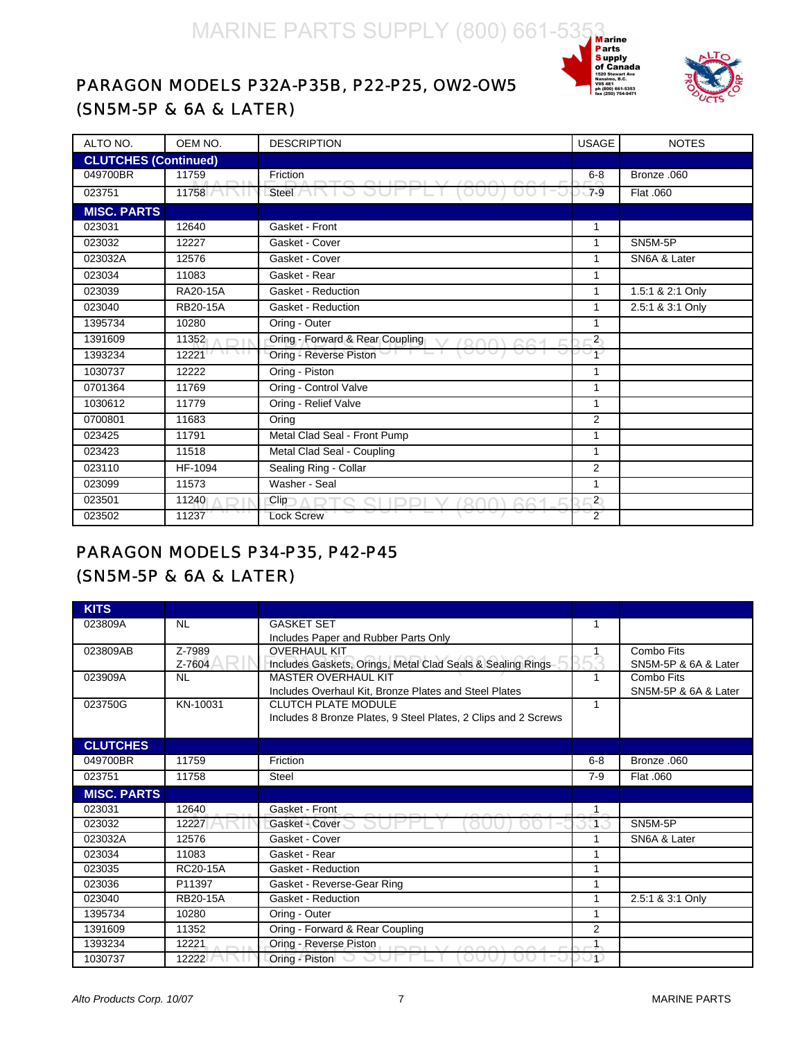## PARAGON MODELS P32A-P35B, P22-P25, OW2-OW5 (SN5M-5P & 6A & LATER)

| ALTO NO. | OEM NO. | DESCRIPTION | USAGE | NOTES |
|---|---|---|---|---|
| **CLUTCHES (Continued)** | | | | |
| 049700BR | 11759 | Friction | 6-8 | Bronze .060 |
| 023751 | 11758 | Steel | 7-9 | Flat .060 |
| **MISC. PARTS** | | | | |
| 023031 | 12640 | Gasket - Front | 1 | |
| 023032 | 12227 | Gasket - Cover | 1 | SN5M-5P |
| 023032A | 12576 | Gasket - Cover | 1 | SN6A & Later |
| 023034 | 11083 | Gasket - Rear | 1 | |
| 023039 | RA20-15A | Gasket - Reduction | 1 | 1.5:1 & 2:1 Only |
| 023040 | RB20-15A | Gasket - Reduction | 1 | 2.5:1 & 3:1 Only |
| 1395734 | 10280 | Oring - Outer | 1 | |
| 1391609 | 11352 | Oring - Forward & Rear Coupling | 2 | |
| 1393234 | 12221 | Oring - Reverse Piston | 1 | |
| 1030737 | 12222 | Oring - Piston | 1 | |
| 0701364 | 11769 | Oring - Control Valve | 1 | |
| 1030612 | 11779 | Oring - Relief Valve | 1 | |
| 0700801 | 11683 | Oring | 2 | |
| 023425 | 11791 | Metal Clad Seal - Front Pump | 1 | |
| 023423 | 11518 | Metal Clad Seal - Coupling | 1 | |
| 023110 | HF-1094 | Sealing Ring - Collar | 2 | |
| 023099 | 11573 | Washer - Seal | 1 | |
| 023501 | 11240 | Clip | 2 | |
| 023502 | 11237 | Lock Screw | 2 | |

## PARAGON MODELS P34-P35, P42-P45 (SN5M-5P & 6A & LATER)

| ALTO NO. | OEM NO. | DESCRIPTION | USAGE | NOTES |
|---|---|---|---|---|
| **KITS** | | | | |
| 023809A | NL | GASKET SET<br>Includes Paper and Rubber Parts Only | 1 | |
| 023809AB | Z-7989<br>Z-7604 | OVERHAUL KIT<br>Includes Gaskets, Orings, Metal Clad Seals & Sealing Rings | 1 | Combo Fits<br>SN5M-5P & 6A & Later |
| 023909A | NL | MASTER OVERHAUL KIT<br>Includes Overhaul Kit, Bronze Plates and Steel Plates | 1 | Combo Fits<br>SN5M-5P & 6A & Later |
| 023750G | KN-10031 | CLUTCH PLATE MODULE<br>Includes 8 Bronze Plates, 9 Steel Plates, 2 Clips and 2 Screws | 1 | |
| **CLUTCHES** | | | | |
| 049700BR | 11759 | Friction | 6-8 | Bronze .060 |
| 023751 | 11758 | Steel | 7-9 | Flat .060 |
| **MISC. PARTS** | | | | |
| 023031 | 12640 | Gasket - Front | 1 | |
| 023032 | 12227 | Gasket - Cover | 1 | SN5M-5P |
| 023032A | 12576 | Gasket - Cover | 1 | SN6A & Later |
| 023034 | 11083 | Gasket - Rear | 1 | |
| 023035 | RC20-15A | Gasket - Reduction | 1 | |
| 023036 | P11397 | Gasket - Reverse-Gear Ring | 1 | |
| 023040 | RB20-15A | Gasket - Reduction | 1 | 2.5:1 & 3:1 Only |
| 1395734 | 10280 | Oring - Outer | 1 | |
| 1391609 | 11352 | Oring - Forward & Rear Coupling | 2 | |
| 1393234 | 12221 | Oring - Reverse Piston | 1 | |
| 1030737 | 12222 | Oring - Piston | 1 | |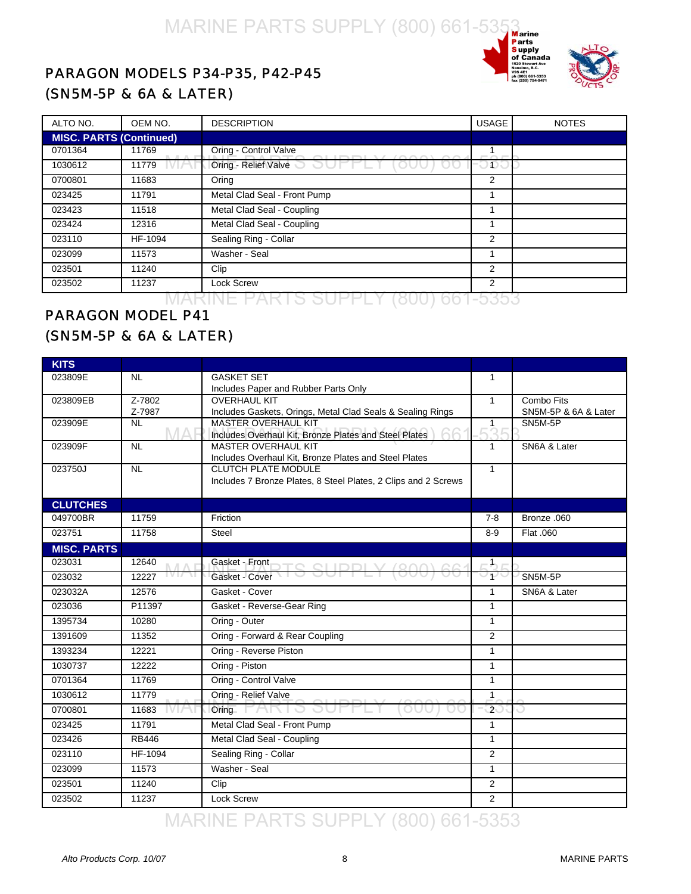## PARAGON MODELS P34-P35, P42-P45
## (SN5M-5P & 6A & LATER)

| ALTO NO. | OEM NO. | DESCRIPTION | USAGE | NOTES |
|---|---|---|---|---|
| **MISC. PARTS (Continued)** | | | | |
| 0701364 | 11769 | Oring - Control Valve | 1 | |
| 1030612 | 11779 | Oring - Relief Valve | 1 | |
| 0700801 | 11683 | Oring | 2 | |
| 023425 | 11791 | Metal Clad Seal - Front Pump | 1 | |
| 023423 | 11518 | Metal Clad Seal - Coupling | 1 | |
| 023424 | 12316 | Metal Clad Seal - Coupling | 1 | |
| 023110 | HF-1094 | Sealing Ring - Collar | 2 | |
| 023099 | 11573 | Washer - Seal | 1 | |
| 023501 | 11240 | Clip | 2 | |
| 023502 | 11237 | Lock Screw | 2 | |

## PARAGON MODEL P41
## (SN5M-5P & 6A & LATER)

| ALTO NO. | OEM NO. | DESCRIPTION | USAGE | NOTES |
|---|---|---|---|---|
| **KITS** | | | | |
| 023809E | NL | GASKET SET<br>Includes Paper and Rubber Parts Only | 1 | |
| 023809EB | Z-7802<br>Z-7987 | OVERHAUL KIT<br>Includes Gaskets, Orings, Metal Clad Seals & Sealing Rings | 1 | Combo Fits<br>SN5M-5P & 6A & Later |
| 023909E | NL | MASTER OVERHAUL KIT<br>Includes Overhaul Kit, Bronze Plates and Steel Plates | 1 | SN5M-5P |
| 023909F | NL | MASTER OVERHAUL KIT<br>Includes Overhaul Kit, Bronze Plates and Steel Plates | 1 | SN6A & Later |
| 023750J | NL | CLUTCH PLATE MODULE<br>Includes 7 Bronze Plates, 8 Steel Plates, 2 Clips and 2 Screws | 1 | |
| **CLUTCHES** | | | | |
| 049700BR | 11759 | Friction | 7-8 | Bronze .060 |
| 023751 | 11758 | Steel | 8-9 | Flat .060 |
| **MISC. PARTS** | | | | |
| 023031 | 12640 | Gasket - Front | 1 | |
| 023032 | 12227 | Gasket - Cover | 1 | SN5M-5P |
| 023032A | 12576 | Gasket - Cover | 1 | SN6A & Later |
| 023036 | P11397 | Gasket - Reverse-Gear Ring | 1 | |
| 1395734 | 10280 | Oring - Outer | 1 | |
| 1391609 | 11352 | Oring - Forward & Rear Coupling | 2 | |
| 1393234 | 12221 | Oring - Reverse Piston | 1 | |
| 1030737 | 12222 | Oring - Piston | 1 | |
| 0701364 | 11769 | Oring - Control Valve | 1 | |
| 1030612 | 11779 | Oring - Relief Valve | 1 | |
| 0700801 | 11683 | Oring | 2 | |
| 023425 | 11791 | Metal Clad Seal - Front Pump | 1 | |
| 023426 | RB446 | Metal Clad Seal - Coupling | 1 | |
| 023110 | HF-1094 | Sealing Ring - Collar | 2 | |
| 023099 | 11573 | Washer - Seal | 1 | |
| 023501 | 11240 | Clip | 2 | |
| 023502 | 11237 | Lock Screw | 2 | |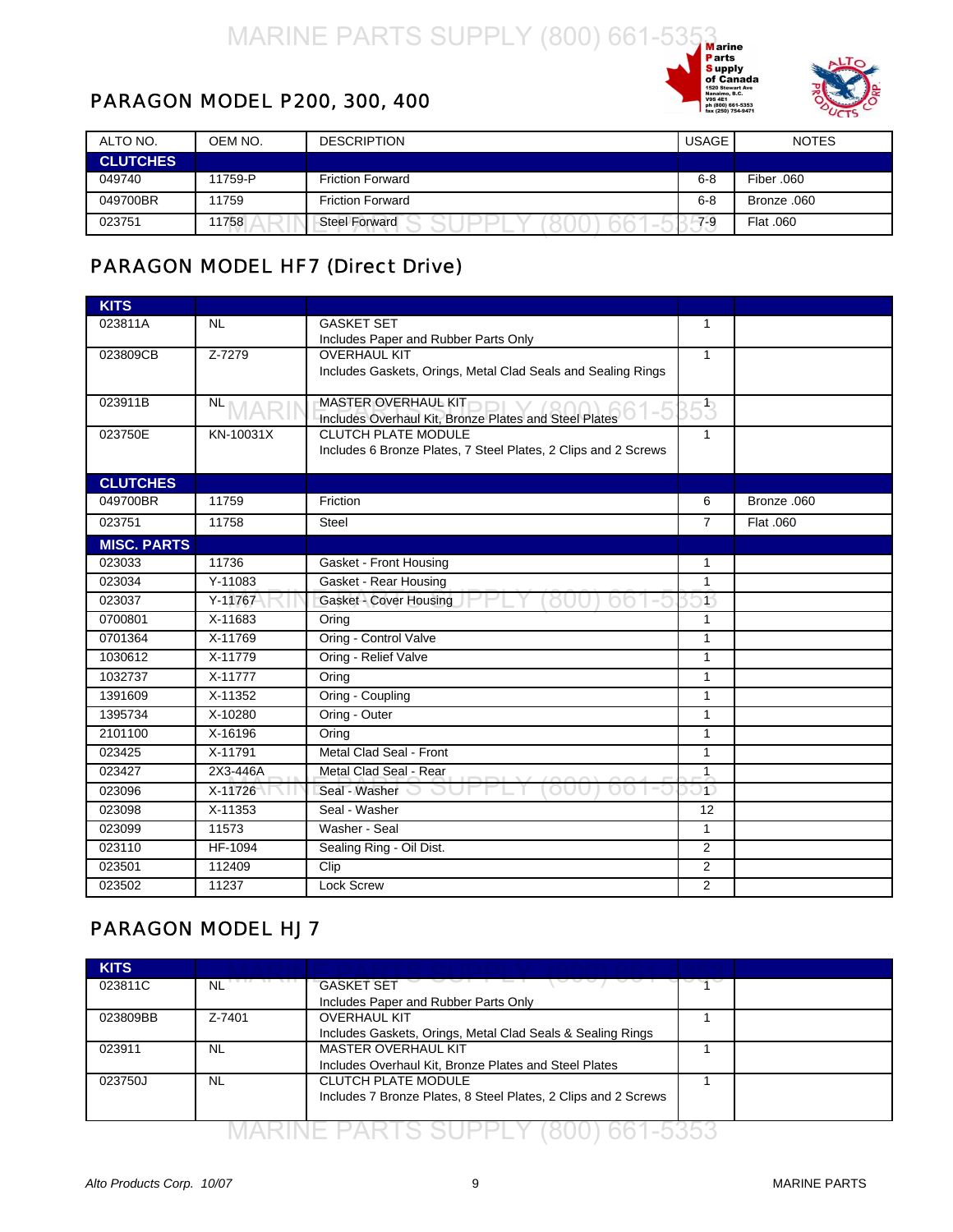## PARAGON MODEL P200, 300, 400

| ALTO NO. | OEM NO. | DESCRIPTION | USAGE | NOTES |
|---|---|---|---|---|
| **CLUTCHES** | | | | |
| 049740 | 11759-P | Friction Forward | 6-8 | Fiber .060 |
| 049700BR | 11759 | Friction Forward | 6-8 | Bronze .060 |
| 023751 | 11758 | Steel Forward | 7-9 | Flat .060 |

## PARAGON MODEL HF7 (Direct Drive)

| ALTO NO. | OEM NO. | DESCRIPTION | USAGE | NOTES |
|---|---|---|---|---|
| **KITS** | | | | |
| 023811A | NL | GASKET SET<br>Includes Paper and Rubber Parts Only | 1 | |
| 023809CB | Z-7279 | OVERHAUL KIT<br>Includes Gaskets, Orings, Metal Clad Seals and Sealing Rings | 1 | |
| 023911B | NL | MASTER OVERHAUL KIT<br>Includes Overhaul Kit, Bronze Plates and Steel Plates | 1 | |
| 023750E | KN-10031X | CLUTCH PLATE MODULE<br>Includes 6 Bronze Plates, 7 Steel Plates, 2 Clips and 2 Screws | 1 | |
| **CLUTCHES** | | | | |
| 049700BR | 11759 | Friction | 6 | Bronze .060 |
| 023751 | 11758 | Steel | 7 | Flat .060 |
| **MISC. PARTS** | | | | |
| 023033 | 11736 | Gasket - Front Housing | 1 | |
| 023034 | Y-11083 | Gasket - Rear Housing | 1 | |
| 023037 | Y-11767 | Gasket - Cover Housing | 1 | |
| 0700801 | X-11683 | Oring | 1 | |
| 0701364 | X-11769 | Oring - Control Valve | 1 | |
| 1030612 | X-11779 | Oring - Relief Valve | 1 | |
| 1032737 | X-11777 | Oring | 1 | |
| 1391609 | X-11352 | Oring - Coupling | 1 | |
| 1395734 | X-10280 | Oring - Outer | 1 | |
| 2101100 | X-16196 | Oring | 1 | |
| 023425 | X-11791 | Metal Clad Seal - Front | 1 | |
| 023427 | 2X3-446A | Metal Clad Seal - Rear | 1 | |
| 023096 | X-11726 | Seal - Washer | 1 | |
| 023098 | X-11353 | Seal - Washer | 12 | |
| 023099 | 11573 | Washer - Seal | 1 | |
| 023110 | HF-1094 | Sealing Ring - Oil Dist. | 2 | |
| 023501 | 112409 | Clip | 2 | |
| 023502 | 11237 | Lock Screw | 2 | |

## PARAGON MODEL HJ 7

| ALTO NO. | OEM NO. | DESCRIPTION | USAGE | NOTES |
|---|---|---|---|---|
| **KITS** | | | | |
| 023811C | NL | GASKET SET<br>Includes Paper and Rubber Parts Only | 1 | |
| 023809BB | Z-7401 | OVERHAUL KIT<br>Includes Gaskets, Orings, Metal Clad Seals & Sealing Rings | 1 | |
| 023911 | NL | MASTER OVERHAUL KIT<br>Includes Overhaul Kit, Bronze Plates and Steel Plates | 1 | |
| 023750J | NL | CLUTCH PLATE MODULE<br>Includes 7 Bronze Plates, 8 Steel Plates, 2 Clips and 2 Screws | 1 | |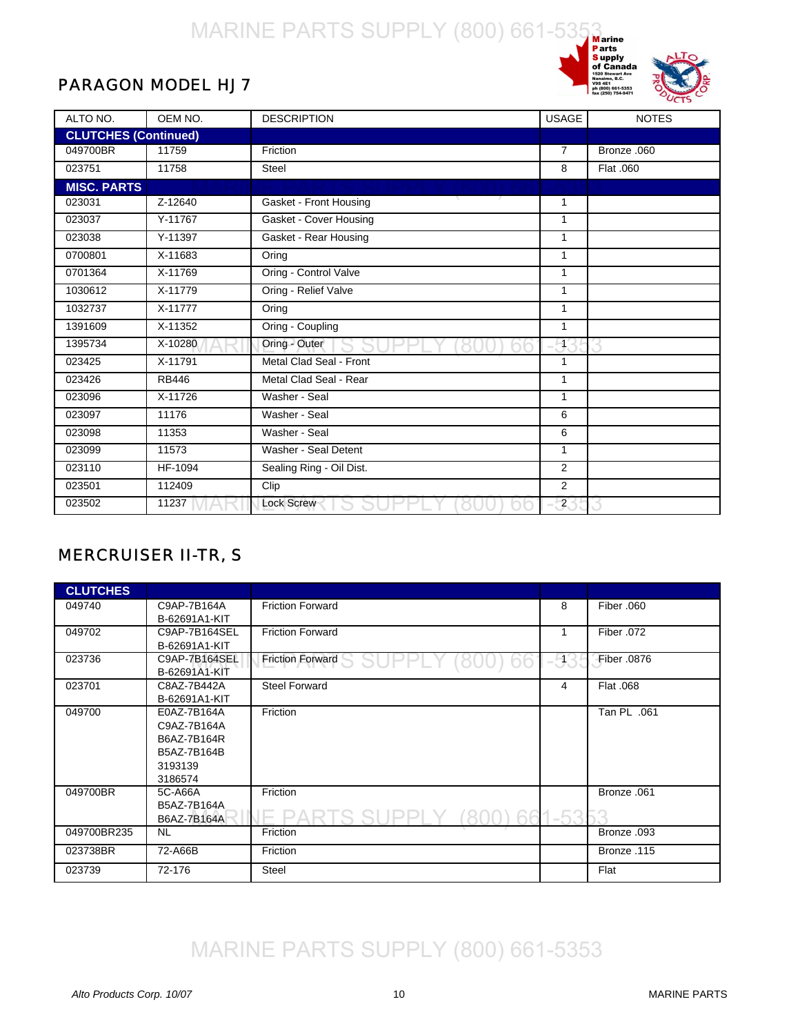## PARAGON MODEL HJ 7

| ALTO NO. | OEM NO. | DESCRIPTION | USAGE | NOTES |
|---|---|---|---|---|
| **CLUTCHES (Continued)** | | | | |
| 049700BR | 11759 | Friction | 7 | Bronze .060 |
| 023751 | 11758 | Steel | 8 | Flat .060 |
| **MISC. PARTS** | | | | |
| 023031 | Z-12640 | Gasket - Front Housing | 1 | |
| 023037 | Y-11767 | Gasket - Cover Housing | 1 | |
| 023038 | Y-11397 | Gasket - Rear Housing | 1 | |
| 0700801 | X-11683 | Oring | 1 | |
| 0701364 | X-11769 | Oring - Control Valve | 1 | |
| 1030612 | X-11779 | Oring - Relief Valve | 1 | |
| 1032737 | X-11777 | Oring | 1 | |
| 1391609 | X-11352 | Oring - Coupling | 1 | |
| 1395734 | X-10280 | Oring - Outer | 1 | |
| 023425 | X-11791 | Metal Clad Seal - Front | 1 | |
| 023426 | RB446 | Metal Clad Seal - Rear | 1 | |
| 023096 | X-11726 | Washer - Seal | 1 | |
| 023097 | 11176 | Washer - Seal | 6 | |
| 023098 | 11353 | Washer - Seal | 6 | |
| 023099 | 11573 | Washer - Seal Detent | 1 | |
| 023110 | HF-1094 | Sealing Ring - Oil Dist. | 2 | |
| 023501 | 112409 | Clip | 2 | |
| 023502 | 11237 | Lock Screw | 2 | |

## MERCRUISER II-TR, S

| ALTO NO. | OEM NO. | DESCRIPTION | USAGE | NOTES |
|---|---|---|---|---|
| **CLUTCHES** | | | | |
| 049740 | C9AP-7B164A<br>B-62691A1-KIT | Friction Forward | 8 | Fiber .060 |
| 049702 | C9AP-7B164SEL<br>B-62691A1-KIT | Friction Forward | 1 | Fiber .072 |
| 023736 | C9AP-7B164SEL<br>B-62691A1-KIT | Friction Forward | 1 | Fiber .0876 |
| 023701 | C8AZ-7B442A<br>B-62691A1-KIT | Steel Forward | 4 | Flat .068 |
| 049700 | E0AZ-7B164A<br>C9AZ-7B164A<br>B6AZ-7B164R<br>B5AZ-7B164B<br>3193139<br>3186574 | Friction | | Tan PL .061 |
| 049700BR | 5C-A66A<br>B5AZ-7B164A<br>B6AZ-7B164A | Friction | | Bronze .061 |
| 049700BR235 | NL | Friction | | Bronze .093 |
| 023738BR | 72-A66B | Friction | | Bronze .115 |
| 023739 | 72-176 | Steel | | Flat |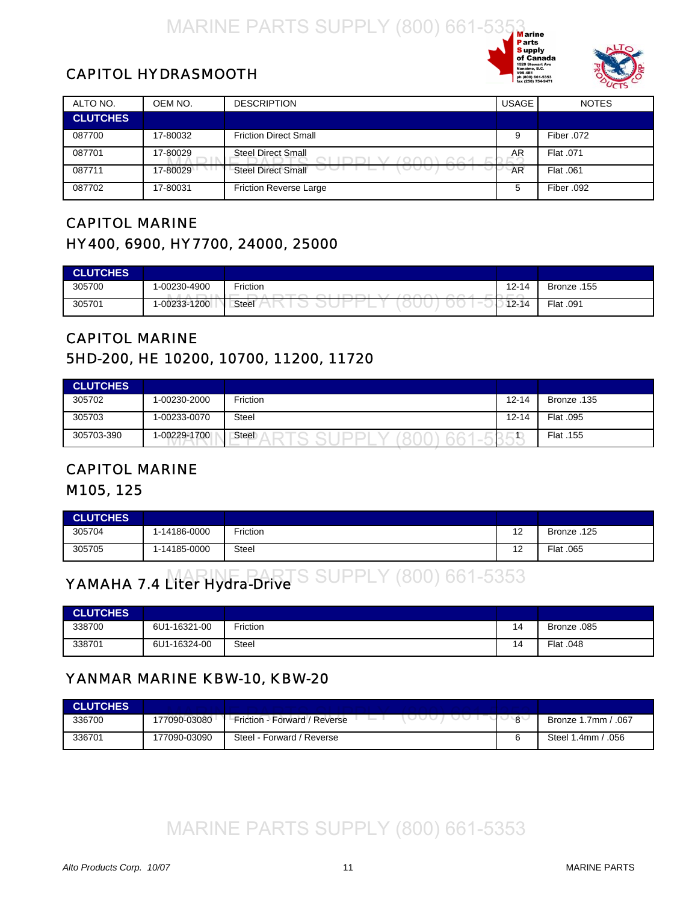# CAPITOL HYDRASMOOTH

| ALTO NO. | OEM NO. | DESCRIPTION | USAGE | NOTES |
|---|---|---|---|---|
| **CLUTCHES** | | | | |
| 087700 | 17-80032 | Friction Direct Small | 9 | Fiber .072 |
| 087701 | 17-80029 | Steel Direct Small | AR | Flat .071 |
| 087711 | 17-80029 | Steel Direct Small | AR | Flat .061 |
| 087702 | 17-80031 | Friction Reverse Large | 5 | Fiber .092 |

## CAPITOL MARINE
## HY400, 6900, HY7700, 24000, 25000

| ALTO NO. | OEM NO. | DESCRIPTION | USAGE | NOTES |
|---|---|---|---|---|
| **CLUTCHES** | | | | |
| 305700 | 1-00230-4900 | Friction | 12-14 | Bronze .155 |
| 305701 | 1-00233-1200 | Steel | 12-14 | Flat .091 |

## CAPITOL MARINE
## 5HD-200, HE 10200, 10700, 11200, 11720

| ALTO NO. | OEM NO. | DESCRIPTION | USAGE | NOTES |
|---|---|---|---|---|
| **CLUTCHES** | | | | |
| 305702 | 1-00230-2000 | Friction | 12-14 | Bronze .135 |
| 305703 | 1-00233-0070 | Steel | 12-14 | Flat .095 |
| 305703-390 | 1-00229-1700 | Steel | 1 | Flat .155 |

## CAPITOL MARINE
## M105, 125

| ALTO NO. | OEM NO. | DESCRIPTION | USAGE | NOTES |
|---|---|---|---|---|
| **CLUTCHES** | | | | |
| 305704 | 1-14186-0000 | Friction | 12 | Bronze .125 |
| 305705 | 1-14185-0000 | Steel | 12 | Flat .065 |

## YAMAHA 7.4 Liter Hydra-Drive

| ALTO NO. | OEM NO. | DESCRIPTION | USAGE | NOTES |
|---|---|---|---|---|
| **CLUTCHES** | | | | |
| 338700 | 6U1-16321-00 | Friction | 14 | Bronze .085 |
| 338701 | 6U1-16324-00 | Steel | 14 | Flat .048 |

## YANMAR MARINE KBW-10, KBW-20

| ALTO NO. | OEM NO. | DESCRIPTION | USAGE | NOTES |
|---|---|---|---|---|
| **CLUTCHES** | | | | |
| 336700 | 177090-03080 | Friction - Forward / Reverse | 8 | Bronze 1.7mm / .067 |
| 336701 | 177090-03090 | Steel - Forward / Reverse | 6 | Steel 1.4mm / .056 |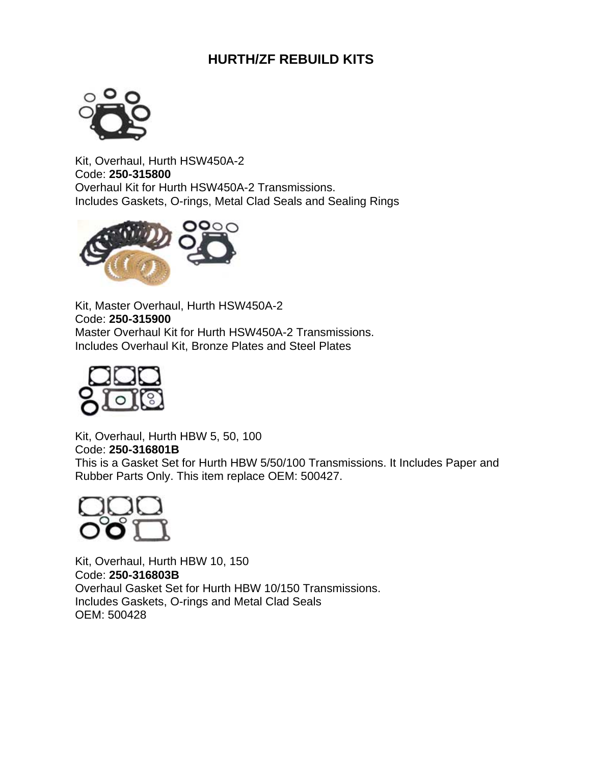# HURTH/ZF REBUILD KITS

Kit, Overhaul, Hurth HSW450A-2
Code: **250-315800**
Overhaul Kit for Hurth HSW450A-2 Transmissions.
Includes Gaskets, O-rings, Metal Clad Seals and Sealing Rings

Kit, Master Overhaul, Hurth HSW450A-2
Code: **250-315900**
Master Overhaul Kit for Hurth HSW450A-2 Transmissions.
Includes Overhaul Kit, Bronze Plates and Steel Plates

Kit, Overhaul, Hurth HBW 5, 50, 100
Code: **250-316801B**
This is a Gasket Set for Hurth HBW 5/50/100 Transmissions. It Includes Paper and Rubber Parts Only. This item replace OEM: 500427.

Kit, Overhaul, Hurth HBW 10, 150
Code: **250-316803B**
Overhaul Gasket Set for Hurth HBW 10/150 Transmissions.
Includes Gaskets, O-rings and Metal Clad Seals
OEM: 500428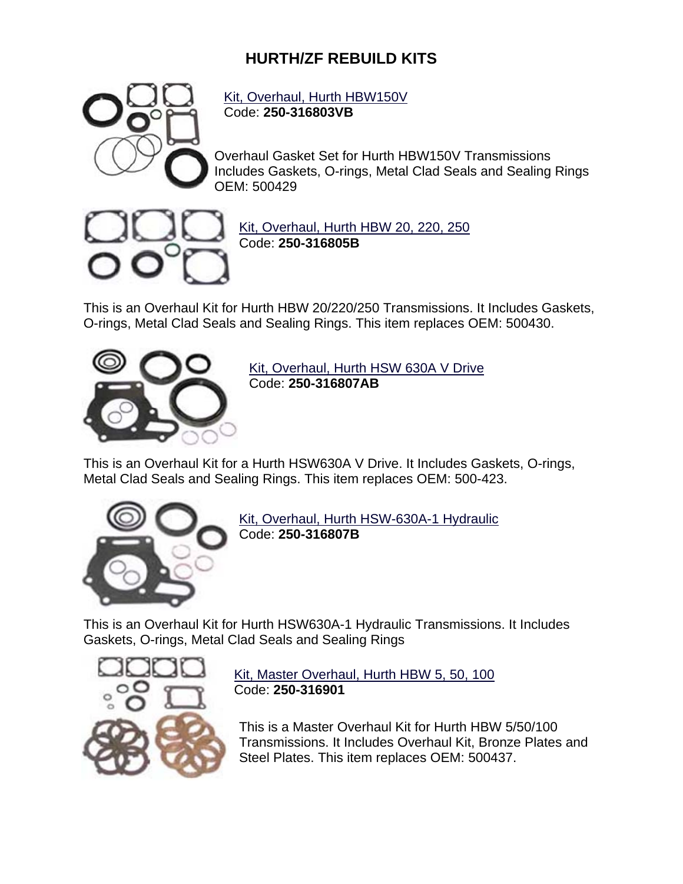# HURTH/ZF REBUILD KITS

Kit, Overhaul, Hurth HBW150V
Code: **250-316803VB**

Overhaul Gasket Set for Hurth HBW150V Transmissions
Includes Gaskets, O-rings, Metal Clad Seals and Sealing Rings
OEM: 500429

Kit, Overhaul, Hurth HBW 20, 220, 250
Code: **250-316805B**

This is an Overhaul Kit for Hurth HBW 20/220/250 Transmissions. It Includes Gaskets, O-rings, Metal Clad Seals and Sealing Rings. This item replaces OEM: 500430.

Kit, Overhaul, Hurth HSW 630A V Drive
Code: **250-316807AB**

This is an Overhaul Kit for a Hurth HSW630A V Drive. It Includes Gaskets, O-rings, Metal Clad Seals and Sealing Rings. This item replaces OEM: 500-423.

Kit, Overhaul, Hurth HSW-630A-1 Hydraulic
Code: **250-316807B**

This is an Overhaul Kit for Hurth HSW630A-1 Hydraulic Transmissions. It Includes Gaskets, O-rings, Metal Clad Seals and Sealing Rings

Kit, Master Overhaul, Hurth HBW 5, 50, 100
Code: **250-316901**

This is a Master Overhaul Kit for Hurth HBW 5/50/100 Transmissions. It Includes Overhaul Kit, Bronze Plates and Steel Plates. This item replaces OEM: 500437.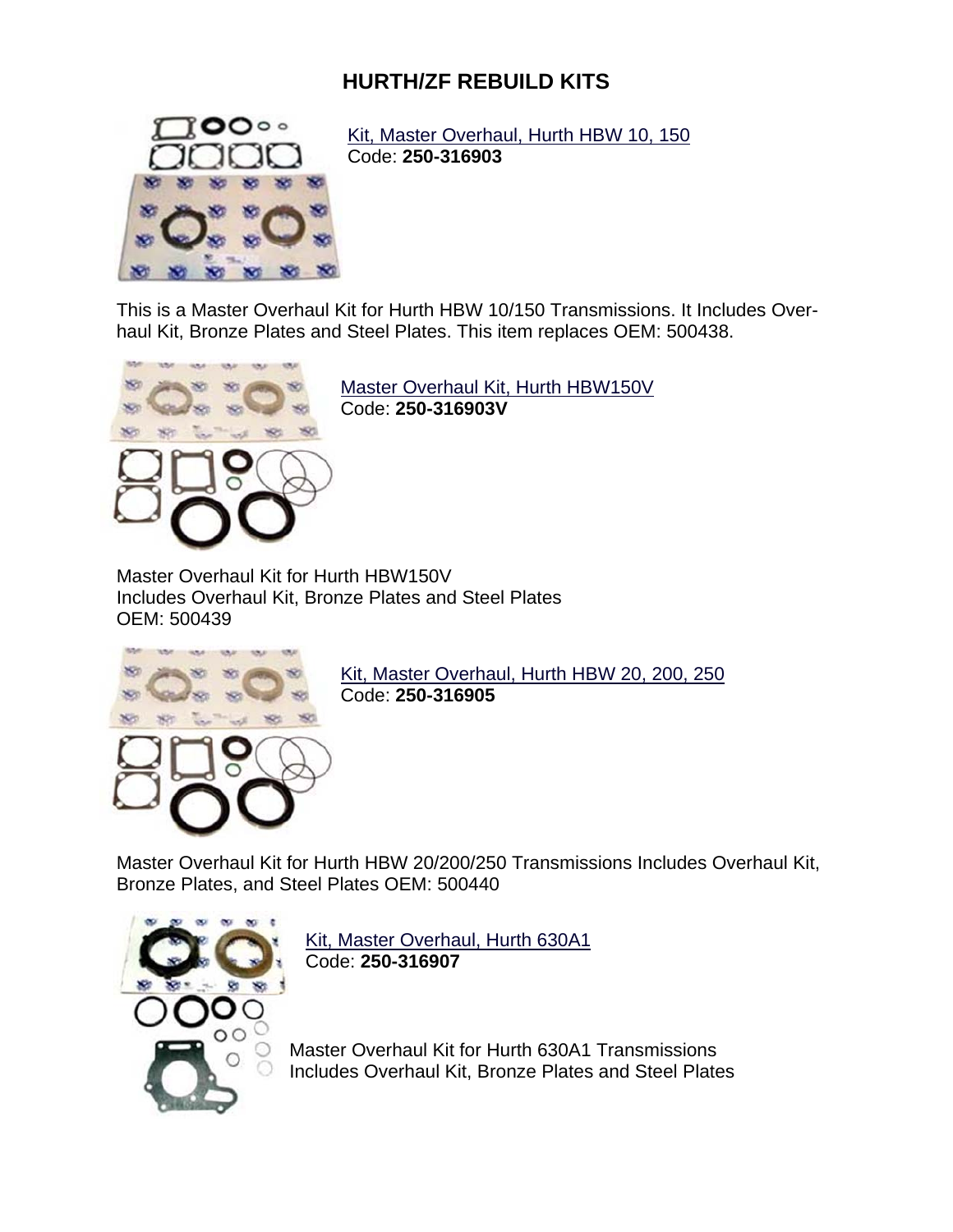# HURTH/ZF REBUILD KITS

Kit, Master Overhaul, Hurth HBW 10, 150
Code: **250-316903**

This is a Master Overhaul Kit for Hurth HBW 10/150 Transmissions. It Includes Over-haul Kit, Bronze Plates and Steel Plates. This item replaces OEM: 500438.

Master Overhaul Kit, Hurth HBW150V
Code: **250-316903V**

Master Overhaul Kit for Hurth HBW150V
Includes Overhaul Kit, Bronze Plates and Steel Plates
OEM: 500439

Kit, Master Overhaul, Hurth HBW 20, 200, 250
Code: **250-316905**

Master Overhaul Kit for Hurth HBW 20/200/250 Transmissions Includes Overhaul Kit, Bronze Plates, and Steel Plates OEM: 500440

Kit, Master Overhaul, Hurth 630A1
Code: **250-316907**

Master Overhaul Kit for Hurth 630A1 Transmissions
Includes Overhaul Kit, Bronze Plates and Steel Plates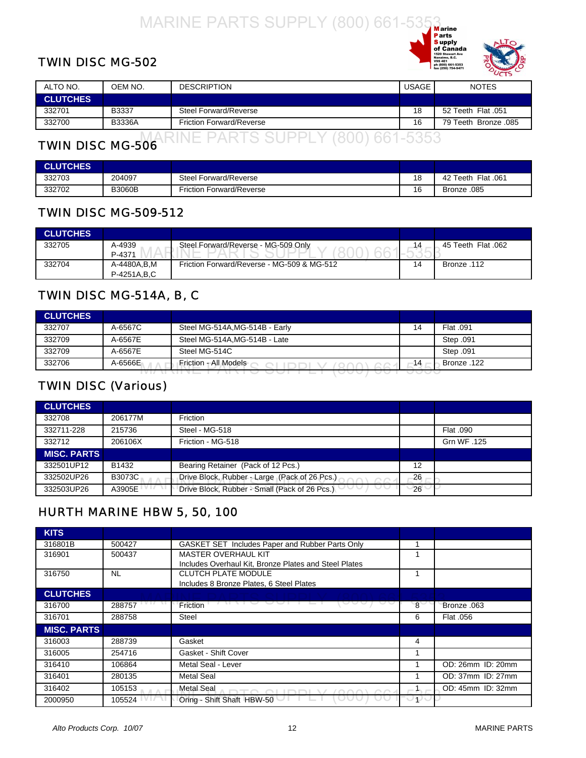## TWIN DISC MG-502

| ALTO NO. | OEM NO. | DESCRIPTION | USAGE | NOTES |
|---|---|---|---|---|
| **CLUTCHES** | | | | |
| 332701 | B3337 | Steel Forward/Reverse | 18 | 52 Teeth Flat .051 |
| 332700 | B3336A | Friction Forward/Reverse | 16 | 79 Teeth Bronze .085 |

## TWIN DISC MG-506

| ALTO NO. | OEM NO. | DESCRIPTION | USAGE | NOTES |
|---|---|---|---|---|
| **CLUTCHES** | | | | |
| 332703 | 204097 | Steel Forward/Reverse | 18 | 42 Teeth Flat .061 |
| 332702 | B3060B | Friction Forward/Reverse | 16 | Bronze .085 |

## TWIN DISC MG-509-512

| ALTO NO. | OEM NO. | DESCRIPTION | USAGE | NOTES |
|---|---|---|---|---|
| **CLUTCHES** | | | | |
| 332705 | A-4939<br>P-4371 | Steel Forward/Reverse - MG-509 Only | 14 | 45 Teeth Flat .062 |
| 332704 | A-4480A,B,M<br>P-4251A,B,C | Friction Forward/Reverse - MG-509 & MG-512 | 14 | Bronze .112 |

## TWIN DISC MG-514A, B, C

| ALTO NO. | OEM NO. | DESCRIPTION | USAGE | NOTES |
|---|---|---|---|---|
| **CLUTCHES** | | | | |
| 332707 | A-6567C | Steel MG-514A,MG-514B - Early | 14 | Flat .091 |
| 332709 | A-6567E | Steel MG-514A,MG-514B - Late | | Step .091 |
| 332709 | A-6567E | Steel MG-514C | | Step .091 |
| 332706 | A-6566E | Friction - All Models | 14 | Bronze .122 |

## TWIN DISC (Various)

| ALTO NO. | OEM NO. | DESCRIPTION | USAGE | NOTES |
|---|---|---|---|---|
| **CLUTCHES** | | | | |
| 332708 | 206177M | Friction | | |
| 332711-228 | 215736 | Steel - MG-518 | | Flat .090 |
| 332712 | 206106X | Friction - MG-518 | | Grn WF .125 |
| **MISC. PARTS** | | | | |
| 332501UP12 | B1432 | Bearing Retainer (Pack of 12 Pcs.) | 12 | |
| 332502UP26 | B3073C | Drive Block, Rubber - Large (Pack of 26 Pcs.) | 26 | |
| 332503UP26 | A3905E | Drive Block, Rubber - Small (Pack of 26 Pcs.) | 26 | |

## HURTH MARINE HBW 5, 50, 100

| ALTO NO. | OEM NO. | DESCRIPTION | USAGE | NOTES |
|---|---|---|---|---|
| **KITS** | | | | |
| 316801B | 500427 | GASKET SET Includes Paper and Rubber Parts Only | 1 | |
| 316901 | 500437 | MASTER OVERHAUL KIT<br>Includes Overhaul Kit, Bronze Plates and Steel Plates | 1 | |
| 316750 | NL | CLUTCH PLATE MODULE<br>Includes 8 Bronze Plates, 6 Steel Plates | 1 | |
| **CLUTCHES** | | | | |
| 316700 | 288757 | Friction | 8 | Bronze .063 |
| 316701 | 288758 | Steel | 6 | Flat .056 |
| **MISC. PARTS** | | | | |
| 316003 | 288739 | Gasket | 4 | |
| 316005 | 254716 | Gasket - Shift Cover | 1 | |
| 316410 | 106864 | Metal Seal - Lever | 1 | OD: 26mm ID: 20mm |
| 316401 | 280135 | Metal Seal | 1 | OD: 37mm ID: 27mm |
| 316402 | 105153 | Metal Seal | 1 | OD: 45mm ID: 32mm |
| 2000950 | 105524 | Oring - Shift Shaft HBW-50 | 1 | |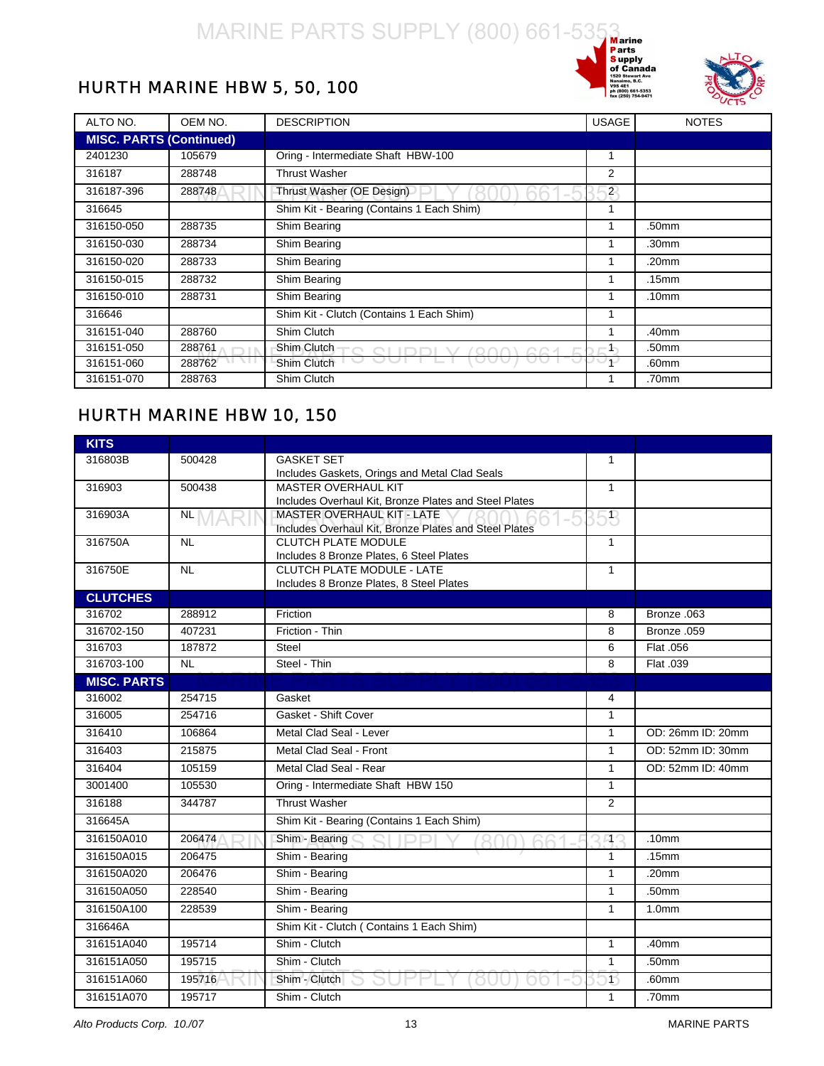## HURTH MARINE HBW 5, 50, 100

| ALTO NO. | OEM NO. | DESCRIPTION | USAGE | NOTES |
|---|---|---|---|---|
| **MISC. PARTS (Continued)** | | | | |
| 2401230 | 105679 | Oring - Intermediate Shaft HBW-100 | 1 | |
| 316187 | 288748 | Thrust Washer | 2 | |
| 316187-396 | 288748 | Thrust Washer (OE Design) | 2 | |
| 316645 | | Shim Kit - Bearing (Contains 1 Each Shim) | 1 | |
| 316150-050 | 288735 | Shim Bearing | 1 | .50mm |
| 316150-030 | 288734 | Shim Bearing | 1 | .30mm |
| 316150-020 | 288733 | Shim Bearing | 1 | .20mm |
| 316150-015 | 288732 | Shim Bearing | 1 | .15mm |
| 316150-010 | 288731 | Shim Bearing | 1 | .10mm |
| 316646 | | Shim Kit - Clutch (Contains 1 Each Shim) | 1 | |
| 316151-040 | 288760 | Shim Clutch | 1 | .40mm |
| 316151-050 | 288761 | Shim Clutch | 1 | .50mm |
| 316151-060 | 288762 | Shim Clutch | 1 | .60mm |
| 316151-070 | 288763 | Shim Clutch | 1 | .70mm |

## HURTH MARINE HBW 10, 150

| ALTO NO. | OEM NO. | DESCRIPTION | USAGE | NOTES |
|---|---|---|---|---|
| **KITS** | | | | |
| 316803B | 500428 | GASKET SET<br>Includes Gaskets, Orings and Metal Clad Seals | 1 | |
| 316903 | 500438 | MASTER OVERHAUL KIT<br>Includes Overhaul Kit, Bronze Plates and Steel Plates | 1 | |
| 316903A | NL | MASTER OVERHAUL KIT - LATE<br>Includes Overhaul Kit, Bronze Plates and Steel Plates | 1 | |
| 316750A | NL | CLUTCH PLATE MODULE<br>Includes 8 Bronze Plates, 6 Steel Plates | 1 | |
| 316750E | NL | CLUTCH PLATE MODULE - LATE<br>Includes 8 Bronze Plates, 8 Steel Plates | 1 | |
| **CLUTCHES** | | | | |
| 316702 | 288912 | Friction | 8 | Bronze .063 |
| 316702-150 | 407231 | Friction - Thin | 8 | Bronze .059 |
| 316703 | 187872 | Steel | 6 | Flat .056 |
| 316703-100 | NL | Steel - Thin | 8 | Flat .039 |
| **MISC. PARTS** | | | | |
| 316002 | 254715 | Gasket | 4 | |
| 316005 | 254716 | Gasket - Shift Cover | 1 | |
| 316410 | 106864 | Metal Clad Seal - Lever | 1 | OD: 26mm ID: 20mm |
| 316403 | 215875 | Metal Clad Seal - Front | 1 | OD: 52mm ID: 30mm |
| 316404 | 105159 | Metal Clad Seal - Rear | 1 | OD: 52mm ID: 40mm |
| 3001400 | 105530 | Oring - Intermediate Shaft HBW 150 | 1 | |
| 316188 | 344787 | Thrust Washer | 2 | |
| 316645A | | Shim Kit - Bearing (Contains 1 Each Shim) | | |
| 316150A010 | 206474 | Shim - Bearing | 1 | .10mm |
| 316150A015 | 206475 | Shim - Bearing | 1 | .15mm |
| 316150A020 | 206476 | Shim - Bearing | 1 | .20mm |
| 316150A050 | 228540 | Shim - Bearing | 1 | .50mm |
| 316150A100 | 228539 | Shim - Bearing | 1 | 1.0mm |
| 316646A | | Shim Kit - Clutch ( Contains 1 Each Shim) | | |
| 316151A040 | 195714 | Shim - Clutch | 1 | .40mm |
| 316151A050 | 195715 | Shim - Clutch | 1 | .50mm |
| 316151A060 | 195716 | Shim - Clutch | 1 | .60mm |
| 316151A070 | 195717 | Shim - Clutch | 1 | .70mm |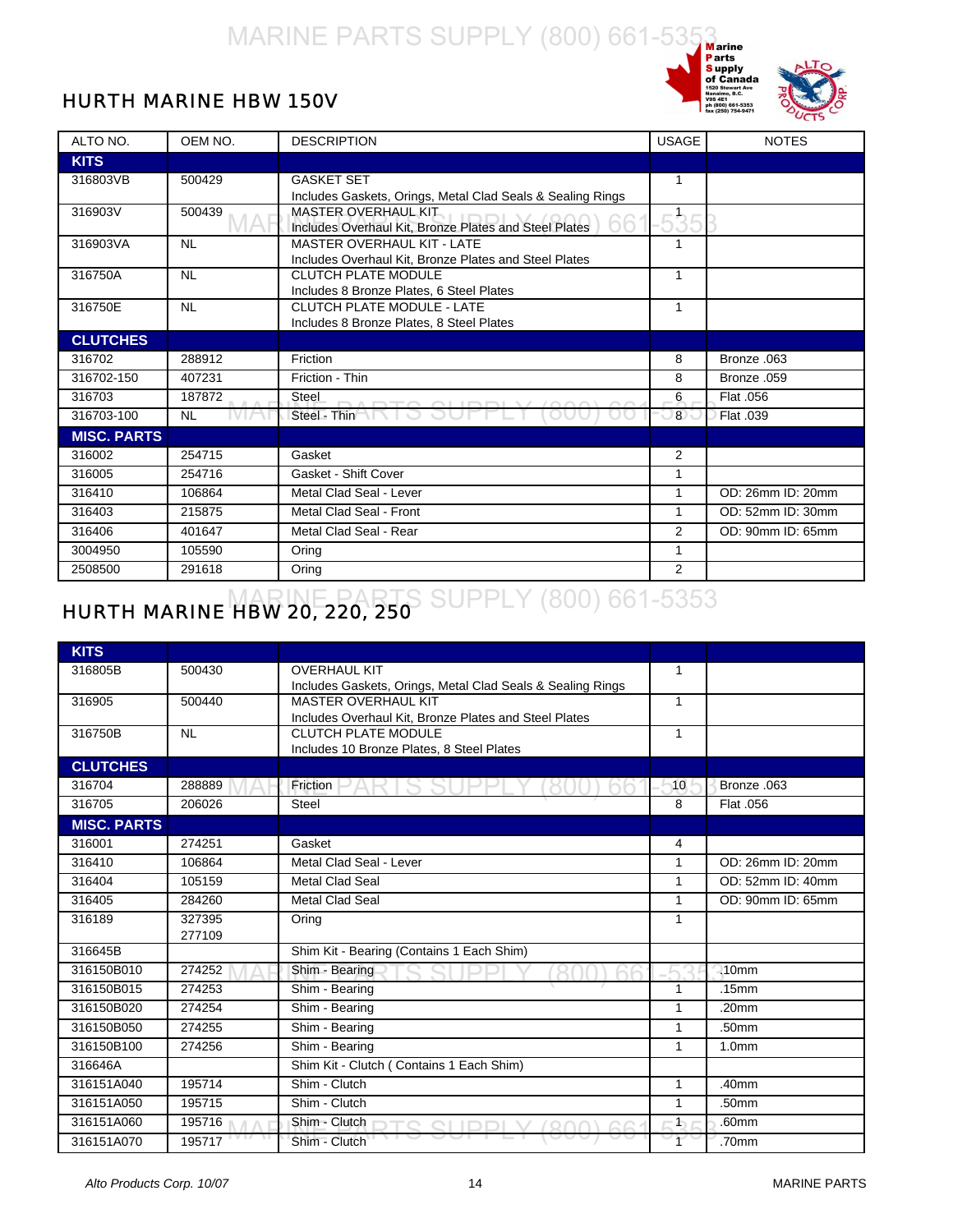## HURTH MARINE HBW 150V

| ALTO NO. | OEM NO. | DESCRIPTION | USAGE | NOTES |
|---|---|---|---|---|
| **KITS** | | | | |
| 316803VB | 500429 | GASKET SET<br>Includes Gaskets, Orings, Metal Clad Seals & Sealing Rings | 1 | |
| 316903V | 500439 | MASTER OVERHAUL KIT<br>Includes Overhaul Kit, Bronze Plates and Steel Plates | 1 | |
| 316903VA | NL | MASTER OVERHAUL KIT - LATE<br>Includes Overhaul Kit, Bronze Plates and Steel Plates | 1 | |
| 316750A | NL | CLUTCH PLATE MODULE<br>Includes 8 Bronze Plates, 6 Steel Plates | 1 | |
| 316750E | NL | CLUTCH PLATE MODULE - LATE<br>Includes 8 Bronze Plates, 8 Steel Plates | 1 | |
| **CLUTCHES** | | | | |
| 316702 | 288912 | Friction | 8 | Bronze .063 |
| 316702-150 | 407231 | Friction - Thin | 8 | Bronze .059 |
| 316703 | 187872 | Steel | 6 | Flat .056 |
| 316703-100 | NL | Steel - Thin | 8 | Flat .039 |
| **MISC. PARTS** | | | | |
| 316002 | 254715 | Gasket | 2 | |
| 316005 | 254716 | Gasket - Shift Cover | 1 | |
| 316410 | 106864 | Metal Clad Seal - Lever | 1 | OD: 26mm ID: 20mm |
| 316403 | 215875 | Metal Clad Seal - Front | 1 | OD: 52mm ID: 30mm |
| 316406 | 401647 | Metal Clad Seal - Rear | 2 | OD: 90mm ID: 65mm |
| 3004950 | 105590 | Oring | 1 | |
| 2508500 | 291618 | Oring | 2 | |

## HURTH MARINE HBW 20, 220, 250

| ALTO NO. | OEM NO. | DESCRIPTION | USAGE | NOTES |
|---|---|---|---|---|
| **KITS** | | | | |
| 316805B | 500430 | OVERHAUL KIT<br>Includes Gaskets, Orings, Metal Clad Seals & Sealing Rings | 1 | |
| 316905 | 500440 | MASTER OVERHAUL KIT<br>Includes Overhaul Kit, Bronze Plates and Steel Plates | 1 | |
| 316750B | NL | CLUTCH PLATE MODULE<br>Includes 10 Bronze Plates, 8 Steel Plates | 1 | |
| **CLUTCHES** | | | | |
| 316704 | 288889 | Friction | 10 | Bronze .063 |
| 316705 | 206026 | Steel | 8 | Flat .056 |
| **MISC. PARTS** | | | | |
| 316001 | 274251 | Gasket | 4 | |
| 316410 | 106864 | Metal Clad Seal - Lever | 1 | OD: 26mm ID: 20mm |
| 316404 | 105159 | Metal Clad Seal | 1 | OD: 52mm ID: 40mm |
| 316405 | 284260 | Metal Clad Seal | 1 | OD: 90mm ID: 65mm |
| 316189 | 327395<br>277109 | Oring | 1 | |
| 316645B | | Shim Kit - Bearing (Contains 1 Each Shim) | | |
| 316150B010 | 274252 | Shim - Bearing | 1 | .10mm |
| 316150B015 | 274253 | Shim - Bearing | 1 | .15mm |
| 316150B020 | 274254 | Shim - Bearing | 1 | .20mm |
| 316150B050 | 274255 | Shim - Bearing | 1 | .50mm |
| 316150B100 | 274256 | Shim - Bearing | 1 | 1.0mm |
| 316646A | | Shim Kit - Clutch ( Contains 1 Each Shim) | | |
| 316151A040 | 195714 | Shim - Clutch | 1 | .40mm |
| 316151A050 | 195715 | Shim - Clutch | 1 | .50mm |
| 316151A060 | 195716 | Shim - Clutch | 1 | .60mm |
| 316151A070 | 195717 | Shim - Clutch | 1 | .70mm |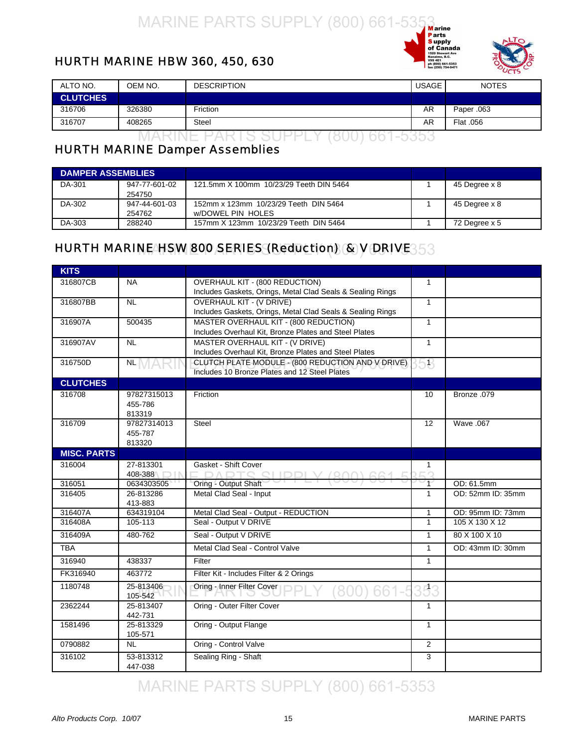## HURTH MARINE HBW 360, 450, 630

| ALTO NO. | OEM NO. | DESCRIPTION | USAGE | NOTES |
|---|---|---|---|---|
| **CLUTCHES** | | | | |
| 316706 | 326380 | Friction | AR | Paper .063 |
| 316707 | 408265 | Steel | AR | Flat .056 |

## HURTH MARINE Damper Assemblies

| ALTO NO. | OEM NO. | DESCRIPTION | USAGE | NOTES |
|---|---|---|---|---|
| **DAMPER ASSEMBLIES** | | | | |
| DA-301 | 947-77-601-02<br>254750 | 121.5mm X 100mm 10/23/29 Teeth DIN 5464 | 1 | 45 Degree x 8 |
| DA-302 | 947-44-601-03<br>254762 | 152mm x 123mm 10/23/29 Teeth DIN 5464<br>w/DOWEL PIN HOLES | 1 | 45 Degree x 8 |
| DA-303 | 288240 | 157mm X 123mm 10/23/29 Teeth DIN 5464 | 1 | 72 Degree x 5 |

## HURTH MARINE HSW 800 SERIES (Reduction) & V DRIVE

| ALTO NO. | OEM NO. | DESCRIPTION | USAGE | NOTES |
|---|---|---|---|---|
| **KITS** | | | | |
| 316807CB | NA | OVERHAUL KIT - (800 REDUCTION)<br>Includes Gaskets, Orings, Metal Clad Seals & Sealing Rings | 1 | |
| 316807BB | NL | OVERHAUL KIT - (V DRIVE)<br>Includes Gaskets, Orings, Metal Clad Seals & Sealing Rings | 1 | |
| 316907A | 500435 | MASTER OVERHAUL KIT - (800 REDUCTION)<br>Includes Overhaul Kit, Bronze Plates and Steel Plates | 1 | |
| 316907AV | NL | MASTER OVERHAUL KIT - (V DRIVE)<br>Includes Overhaul Kit, Bronze Plates and Steel Plates | 1 | |
| 316750D | NL | CLUTCH PLATE MODULE - (800 REDUCTION AND V DRIVE)<br>Includes 10 Bronze Plates and 12 Steel Plates | 1 | |
| **CLUTCHES** | | | | |
| 316708 | 97827315013<br>455-786<br>813319 | Friction | 10 | Bronze .079 |
| 316709 | 97827314013<br>455-787<br>813320 | Steel | 12 | Wave .067 |
| **MISC. PARTS** | | | | |
| 316004 | 27-813301<br>408-388 | Gasket - Shift Cover | 1 | |
| 316051 | 0634303505 | Oring - Output Shaft | 1 | OD: 61.5mm |
| 316405 | 26-813286<br>413-883 | Metal Clad Seal - Input | 1 | OD: 52mm ID: 35mm |
| 316407A | 634319104 | Metal Clad Seal - Output - REDUCTION | 1 | OD: 95mm ID: 73mm |
| 316408A | 105-113 | Seal - Output V DRIVE | 1 | 105 X 130 X 12 |
| 316409A | 480-762 | Seal - Output V DRIVE | 1 | 80 X 100 X 10 |
| TBA | | Metal Clad Seal - Control Valve | 1 | OD: 43mm ID: 30mm |
| 316940 | 438337 | Filter | 1 | |
| FK316940 | 463772 | Filter Kit - Includes Filter & 2 Orings | | |
| 1180748 | 25-813406<br>105-542 | Oring - Inner Filter Cover | 1 | |
| 2362244 | 25-813407<br>442-731 | Oring - Outer Filter Cover | 1 | |
| 1581496 | 25-813329<br>105-571 | Oring - Output Flange | 1 | |
| 0790882 | NL | Oring - Control Valve | 2 | |
| 316102 | 53-813312<br>447-038 | Sealing Ring - Shaft | 3 | |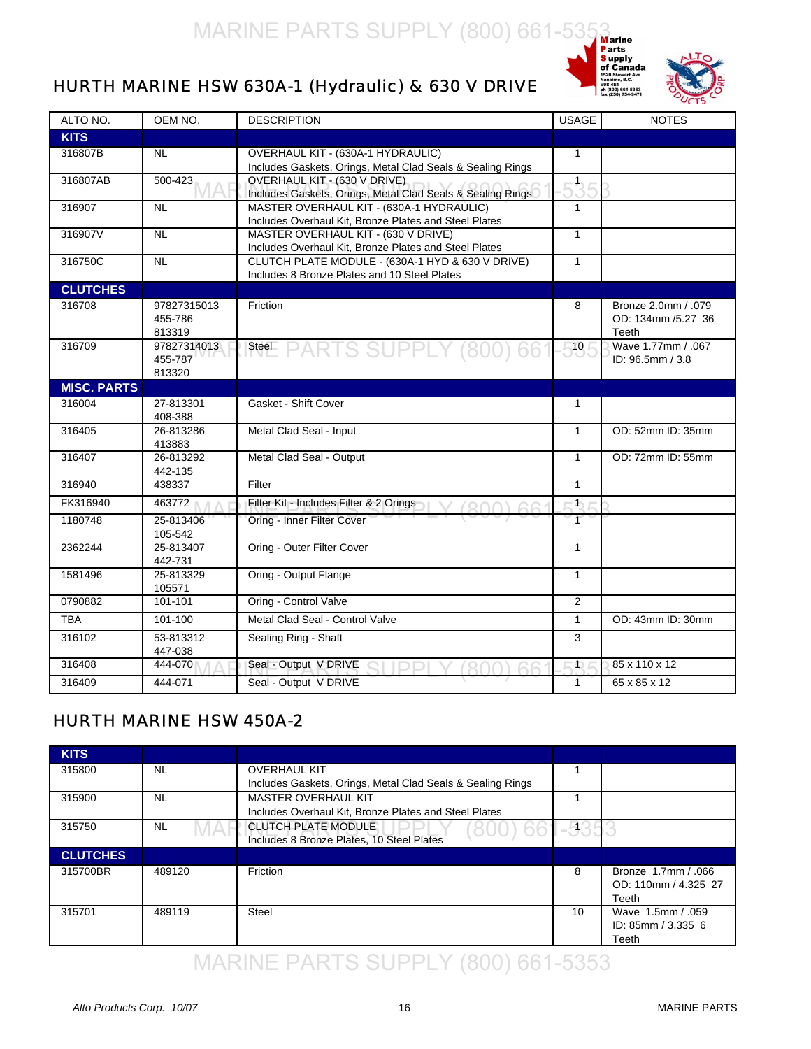## HURTH MARINE HSW 630A-1 (Hydraulic) & 630 V DRIVE

| ALTO NO. | OEM NO. | DESCRIPTION | USAGE | NOTES |
|---|---|---|---|---|
| **KITS** | | | | |
| 316807B | NL | OVERHAUL KIT - (630A-1 HYDRAULIC) Includes Gaskets, Orings, Metal Clad Seals & Sealing Rings | 1 | |
| 316807AB | 500-423 | OVERHAUL KIT - (630 V DRIVE) Includes Gaskets, Orings, Metal Clad Seals & Sealing Rings | 1 | |
| 316907 | NL | MASTER OVERHAUL KIT - (630A-1 HYDRAULIC) Includes Overhaul Kit, Bronze Plates and Steel Plates | 1 | |
| 316907V | NL | MASTER OVERHAUL KIT - (630 V DRIVE) Includes Overhaul Kit, Bronze Plates and Steel Plates | 1 | |
| 316750C | NL | CLUTCH PLATE MODULE - (630A-1 HYD & 630 V DRIVE) Includes 8 Bronze Plates and 10 Steel Plates | 1 | |
| **CLUTCHES** | | | | |
| 316708 | 97827315013 455-786 813319 | Friction | 8 | Bronze 2.0mm / .079 OD: 134mm /5.27 36 Teeth |
| 316709 | 97827314013 455-787 813320 | Steel | 10 | Wave 1.77mm / .067 ID: 96.5mm / 3.8 |
| **MISC. PARTS** | | | | |
| 316004 | 27-813301 408-388 | Gasket - Shift Cover | 1 | |
| 316405 | 26-813286 413883 | Metal Clad Seal - Input | 1 | OD: 52mm ID: 35mm |
| 316407 | 26-813292 442-135 | Metal Clad Seal - Output | 1 | OD: 72mm ID: 55mm |
| 316940 | 438337 | Filter | 1 | |
| FK316940 | 463772 | Filter Kit - Includes Filter & 2 Orings | 1 | |
| 1180748 | 25-813406 105-542 | Oring - Inner Filter Cover | 1 | |
| 2362244 | 25-813407 442-731 | Oring - Outer Filter Cover | 1 | |
| 1581496 | 25-813329 105571 | Oring - Output Flange | 1 | |
| 0790882 | 101-101 | Oring - Control Valve | 2 | |
| TBA | 101-100 | Metal Clad Seal - Control Valve | 1 | OD: 43mm ID: 30mm |
| 316102 | 53-813312 447-038 | Sealing Ring - Shaft | 3 | |
| 316408 | 444-070 | Seal - Output V DRIVE | 1 | 85 x 110 x 12 |
| 316409 | 444-071 | Seal - Output V DRIVE | 1 | 65 x 85 x 12 |

## HURTH MARINE HSW 450A-2

| | | | | |
|---|---|---|---|---|
| **KITS** | | | | |
| 315800 | NL | OVERHAUL KIT Includes Gaskets, Orings, Metal Clad Seals & Sealing Rings | 1 | |
| 315900 | NL | MASTER OVERHAUL KIT Includes Overhaul Kit, Bronze Plates and Steel Plates | 1 | |
| 315750 | NL | CLUTCH PLATE MODULE Includes 8 Bronze Plates, 10 Steel Plates | 1 | |
| **CLUTCHES** | | | | |
| 315700BR | 489120 | Friction | 8 | Bronze 1.7mm / .066 OD: 110mm / 4.325 27 Teeth |
| 315701 | 489119 | Steel | 10 | Wave 1.5mm / .059 ID: 85mm / 3.335 6 Teeth |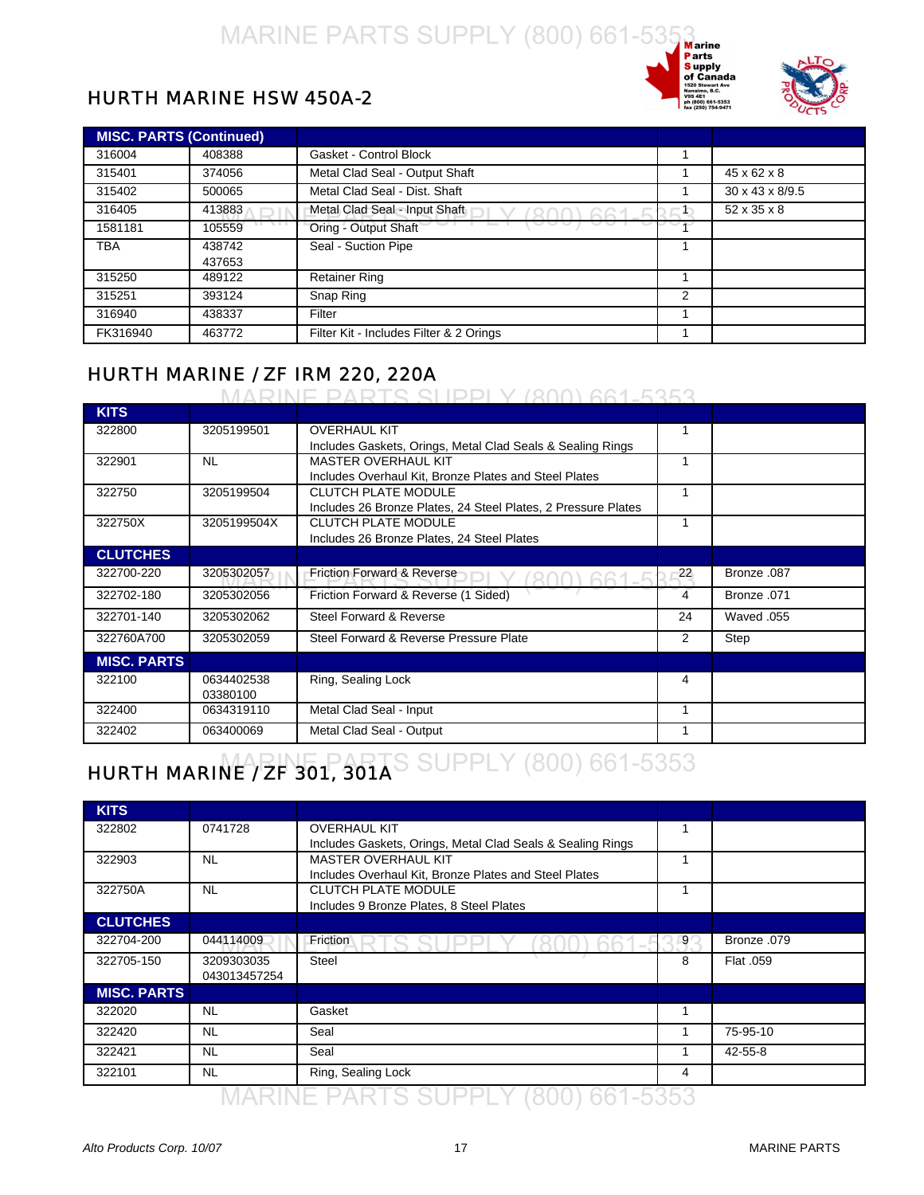## HURTH MARINE HSW 450A-2

| MISC. PARTS (Continued) | | | | |
|---|---|---|---|---|
| 316004 | 408388 | Gasket - Control Block | 1 | |
| 315401 | 374056 | Metal Clad Seal - Output Shaft | 1 | 45 x 62 x 8 |
| 315402 | 500065 | Metal Clad Seal - Dist. Shaft | 1 | 30 x 43 x 8/9.5 |
| 316405 | 413883 | Metal Clad Seal - Input Shaft | 1 | 52 x 35 x 8 |
| 1581181 | 105559 | Oring - Output Shaft | 1 | |
| TBA | 438742 437653 | Seal - Suction Pipe | 1 | |
| 315250 | 489122 | Retainer Ring | 1 | |
| 315251 | 393124 | Snap Ring | 2 | |
| 316940 | 438337 | Filter | 1 | |
| FK316940 | 463772 | Filter Kit - Includes Filter & 2 Orings | 1 | |

## HURTH MARINE / ZF IRM 220, 220A

| KITS | | | | |
|---|---|---|---|---|
| 322800 | 3205199501 | OVERHAUL KIT Includes Gaskets, Orings, Metal Clad Seals & Sealing Rings | 1 | |
| 322901 | NL | MASTER OVERHAUL KIT Includes Overhaul Kit, Bronze Plates and Steel Plates | 1 | |
| 322750 | 3205199504 | CLUTCH PLATE MODULE Includes 26 Bronze Plates, 24 Steel Plates, 2 Pressure Plates | 1 | |
| 322750X | 3205199504X | CLUTCH PLATE MODULE Includes 26 Bronze Plates, 24 Steel Plates | 1 | |
| **CLUTCHES** | | | | |
| 322700-220 | 3205302057 | Friction Forward & Reverse | 22 | Bronze .087 |
| 322702-180 | 3205302056 | Friction Forward & Reverse (1 Sided) | 4 | Bronze .071 |
| 322701-140 | 3205302062 | Steel Forward & Reverse | 24 | Waved .055 |
| 322760A700 | 3205302059 | Steel Forward & Reverse Pressure Plate | 2 | Step |
| **MISC. PARTS** | | | | |
| 322100 | 0634402538 03380100 | Ring, Sealing Lock | 4 | |
| 322400 | 0634319110 | Metal Clad Seal - Input | 1 | |
| 322402 | 063400069 | Metal Clad Seal - Output | 1 | |

## HURTH MARINE / ZF 301, 301A

| KITS | | | | |
|---|---|---|---|---|
| 322802 | 0741728 | OVERHAUL KIT Includes Gaskets, Orings, Metal Clad Seals & Sealing Rings | 1 | |
| 322903 | NL | MASTER OVERHAUL KIT Includes Overhaul Kit, Bronze Plates and Steel Plates | 1 | |
| 322750A | NL | CLUTCH PLATE MODULE Includes 9 Bronze Plates, 8 Steel Plates | 1 | |
| **CLUTCHES** | | | | |
| 322704-200 | 044114009 | Friction | 9 | Bronze .079 |
| 322705-150 | 3209303035 043013457254 | Steel | 8 | Flat .059 |
| **MISC. PARTS** | | | | |
| 322020 | NL | Gasket | 1 | |
| 322420 | NL | Seal | 1 | 75-95-10 |
| 322421 | NL | Seal | 1 | 42-55-8 |
| 322101 | NL | Ring, Sealing Lock | 4 | |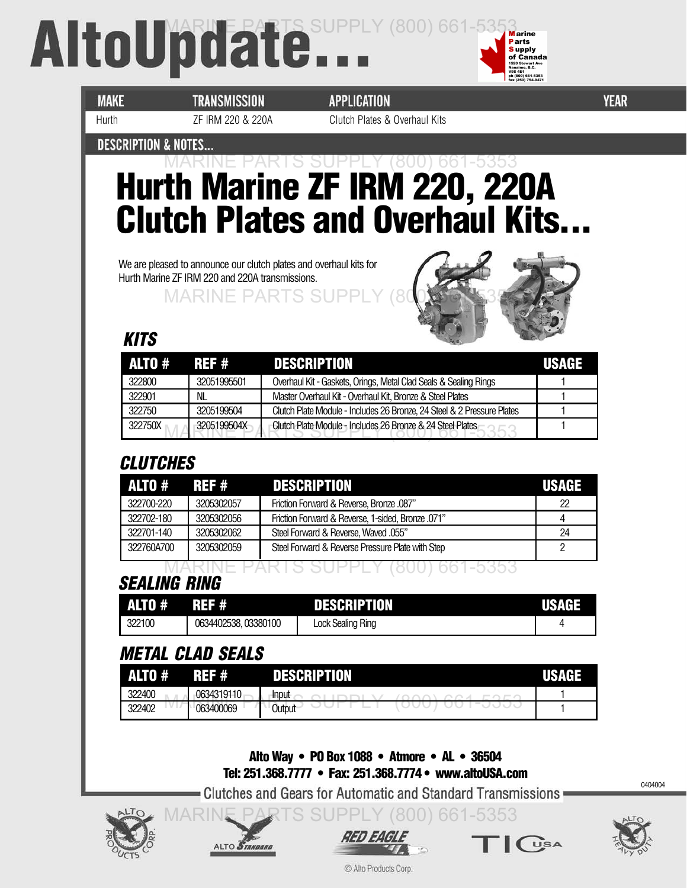# AltoUpdate...

| MAKE | TRANSMISSION | APPLICATION | YEAR |
|---|---|---|---|
| Hurth | ZF IRM 220 & 220A | Clutch Plates & Overhaul Kits | |

## DESCRIPTION & NOTES...

# Hurth Marine ZF IRM 220, 220A Clutch Plates and Overhaul Kits...

We are pleased to announce our clutch plates and overhaul kits for Hurth Marine ZF IRM 220 and 220A transmissions.

### KITS

| ALTO # | REF # | DESCRIPTION | USAGE |
|---|---|---|---|
| 322800 | 32051995501 | Overhaul Kit - Gaskets, Orings, Metal Clad Seals & Sealing Rings | 1 |
| 322901 | NL | Master Overhaul Kit - Overhaul Kit, Bronze & Steel Plates | 1 |
| 322750 | 3205199504 | Clutch Plate Module - Includes 26 Bronze, 24 Steel & 2 Pressure Plates | 1 |
| 322750X | 3205199504X | Clutch Plate Module - Includes 26 Bronze & 24 Steel Plates | 1 |

### CLUTCHES

| ALTO # | REF # | DESCRIPTION | USAGE |
|---|---|---|---|
| 322700-220 | 3205302057 | Friction Forward & Reverse, Bronze .087" | 22 |
| 322702-180 | 3205302056 | Friction Forward & Reverse, 1-sided, Bronze .071" | 4 |
| 322701-140 | 3205302062 | Steel Forward & Reverse, Waved .055" | 24 |
| 322760A700 | 3205302059 | Steel Forward & Reverse Pressure Plate with Step | 2 |

### SEALING RING

| ALTO # | REF # | DESCRIPTION | USAGE |
|---|---|---|---|
| 322100 | 0634402538, 03380100 | Lock Sealing Ring | 4 |

### METAL CLAD SEALS

| ALTO # | REF # | DESCRIPTION | USAGE |
|---|---|---|---|
| 322400 | 0634319110 | Input | 1 |
| 322402 | 063400069 | Output | 1 |

**Alto Way • PO Box 1088 • Atmore • AL • 36504**
**Tel: 251.368.7777 • Fax: 251.368.7774 • www.altoUSA.com**

Clutches and Gears for Automatic and Standard Transmissions

0404004

© Alto Products Corp.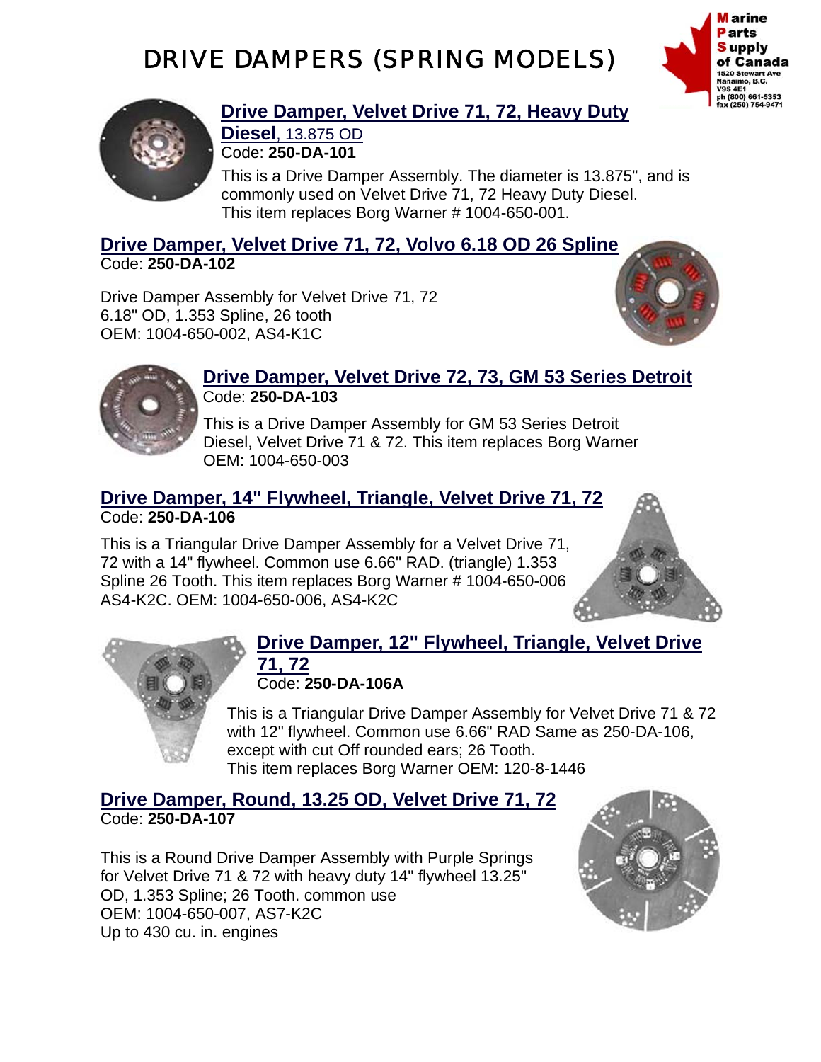# DRIVE DAMPERS (SPRING MODELS)

## Drive Damper, Velvet Drive 71, 72, Heavy Duty Diesel, 13.875 OD

Code: **250-DA-101**

This is a Drive Damper Assembly. The diameter is 13.875", and is commonly used on Velvet Drive 71, 72 Heavy Duty Diesel.
This item replaces Borg Warner # 1004-650-001.

## Drive Damper, Velvet Drive 71, 72, Volvo 6.18 OD 26 Spline

Code: **250-DA-102**

Drive Damper Assembly for Velvet Drive 71, 72
6.18" OD, 1.353 Spline, 26 tooth
OEM: 1004-650-002, AS4-K1C

## Drive Damper, Velvet Drive 72, 73, GM 53 Series Detroit

Code: **250-DA-103**

This is a Drive Damper Assembly for GM 53 Series Detroit Diesel, Velvet Drive 71 & 72. This item replaces Borg Warner
OEM: 1004-650-003

## Drive Damper, 14" Flywheel, Triangle, Velvet Drive 71, 72

Code: **250-DA-106**

This is a Triangular Drive Damper Assembly for a Velvet Drive 71, 72 with a 14" flywheel. Common use 6.66" RAD. (triangle) 1.353 Spline 26 Tooth. This item replaces Borg Warner # 1004-650-006 AS4-K2C. OEM: 1004-650-006, AS4-K2C

## Drive Damper, 12" Flywheel, Triangle, Velvet Drive 71, 72

Code: **250-DA-106A**

This is a Triangular Drive Damper Assembly for Velvet Drive 71 & 72 with 12" flywheel. Common use 6.66" RAD Same as 250-DA-106, except with cut Off rounded ears; 26 Tooth.
This item replaces Borg Warner OEM: 120-8-1446

## Drive Damper, Round, 13.25 OD, Velvet Drive 71, 72

Code: **250-DA-107**

This is a Round Drive Damper Assembly with Purple Springs for Velvet Drive 71 & 72 with heavy duty 14" flywheel 13.25" OD, 1.353 Spline; 26 Tooth. common use
OEM: 1004-650-007, AS7-K2C
Up to 430 cu. in. engines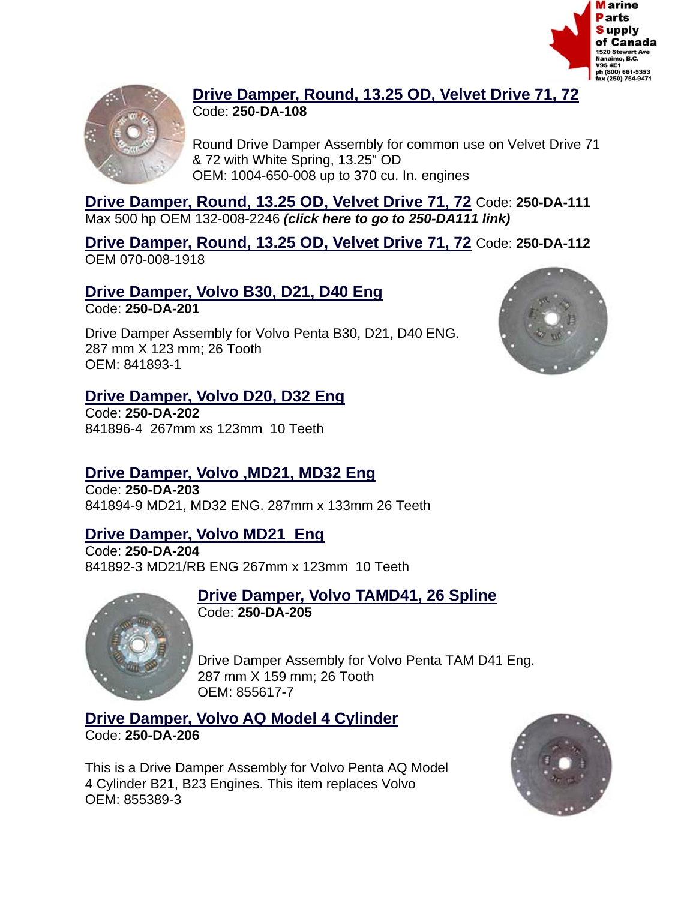## Drive Damper, Round, 13.25 OD, Velvet Drive 71, 72

Code: **250-DA-108**

Round Drive Damper Assembly for common use on Velvet Drive 71 & 72 with White Spring, 13.25" OD
OEM: 1004-650-008 up to 370 cu. In. engines

## Drive Damper, Round, 13.25 OD, Velvet Drive 71, 72

Code: **250-DA-111**
Max 500 hp OEM 132-008-2246 ***(click here to go to 250-DA111 link)***

## Drive Damper, Round, 13.25 OD, Velvet Drive 71, 72

Code: **250-DA-112**
OEM 070-008-1918

## Drive Damper, Volvo B30, D21, D40 Eng

Code: **250-DA-201**

Drive Damper Assembly for Volvo Penta B30, D21, D40 ENG.
287 mm X 123 mm; 26 Tooth
OEM: 841893-1

## Drive Damper, Volvo D20, D32 Eng

Code: **250-DA-202**
841896-4 267mm xs 123mm 10 Teeth

## Drive Damper, Volvo ,MD21, MD32 Eng

Code: **250-DA-203**
841894-9 MD21, MD32 ENG. 287mm x 133mm 26 Teeth

## Drive Damper, Volvo MD21 Eng

Code: **250-DA-204**
841892-3 MD21/RB ENG 267mm x 123mm 10 Teeth

## Drive Damper, Volvo TAMD41, 26 Spline

Code: **250-DA-205**

Drive Damper Assembly for Volvo Penta TAM D41 Eng.
287 mm X 159 mm; 26 Tooth
OEM: 855617-7

## Drive Damper, Volvo AQ Model 4 Cylinder

Code: **250-DA-206**

This is a Drive Damper Assembly for Volvo Penta AQ Model 4 Cylinder B21, B23 Engines. This item replaces Volvo
OEM: 855389-3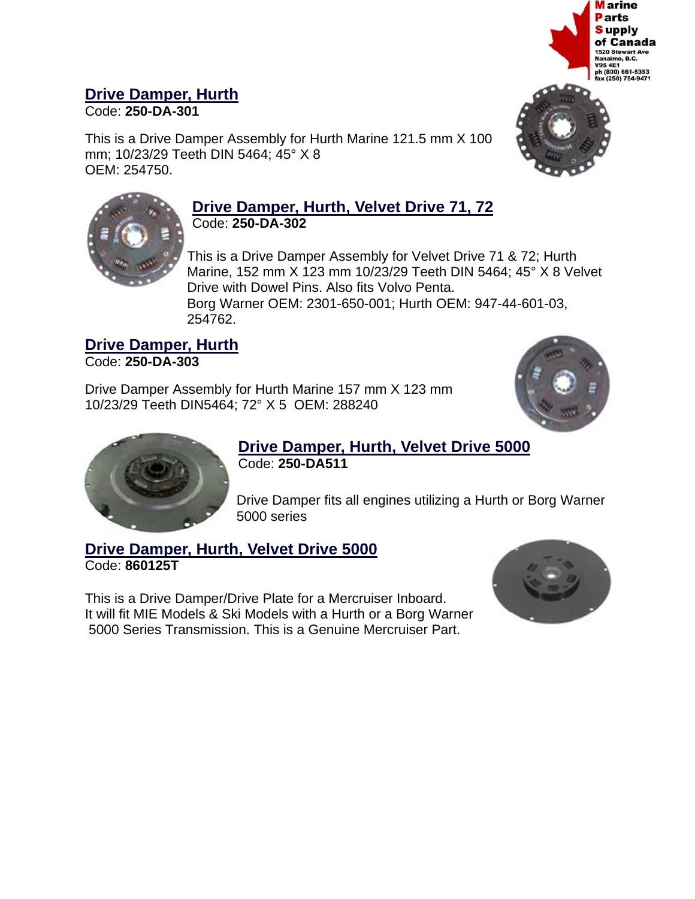## Drive Damper, Hurth

Code: **250-DA-301**

This is a Drive Damper Assembly for Hurth Marine 121.5 mm X 100 mm; 10/23/29 Teeth DIN 5464; 45° X 8
OEM: 254750.

## Drive Damper, Hurth, Velvet Drive 71, 72

Code: **250-DA-302**

This is a Drive Damper Assembly for Velvet Drive 71 & 72; Hurth Marine, 152 mm X 123 mm 10/23/29 Teeth DIN 5464; 45° X 8 Velvet Drive with Dowel Pins. Also fits Volvo Penta.
Borg Warner OEM: 2301-650-001; Hurth OEM: 947-44-601-03, 254762.

## Drive Damper, Hurth

Code: **250-DA-303**

Drive Damper Assembly for Hurth Marine 157 mm X 123 mm 10/23/29 Teeth DIN5464; 72° X 5 OEM: 288240

## Drive Damper, Hurth, Velvet Drive 5000

Code: **250-DA511**

Drive Damper fits all engines utilizing a Hurth or Borg Warner 5000 series

## Drive Damper, Hurth, Velvet Drive 5000

Code: **860125T**

This is a Drive Damper/Drive Plate for a Mercruiser Inboard.
It will fit MIE Models & Ski Models with a Hurth or a Borg Warner 5000 Series Transmission. This is a Genuine Mercruiser Part.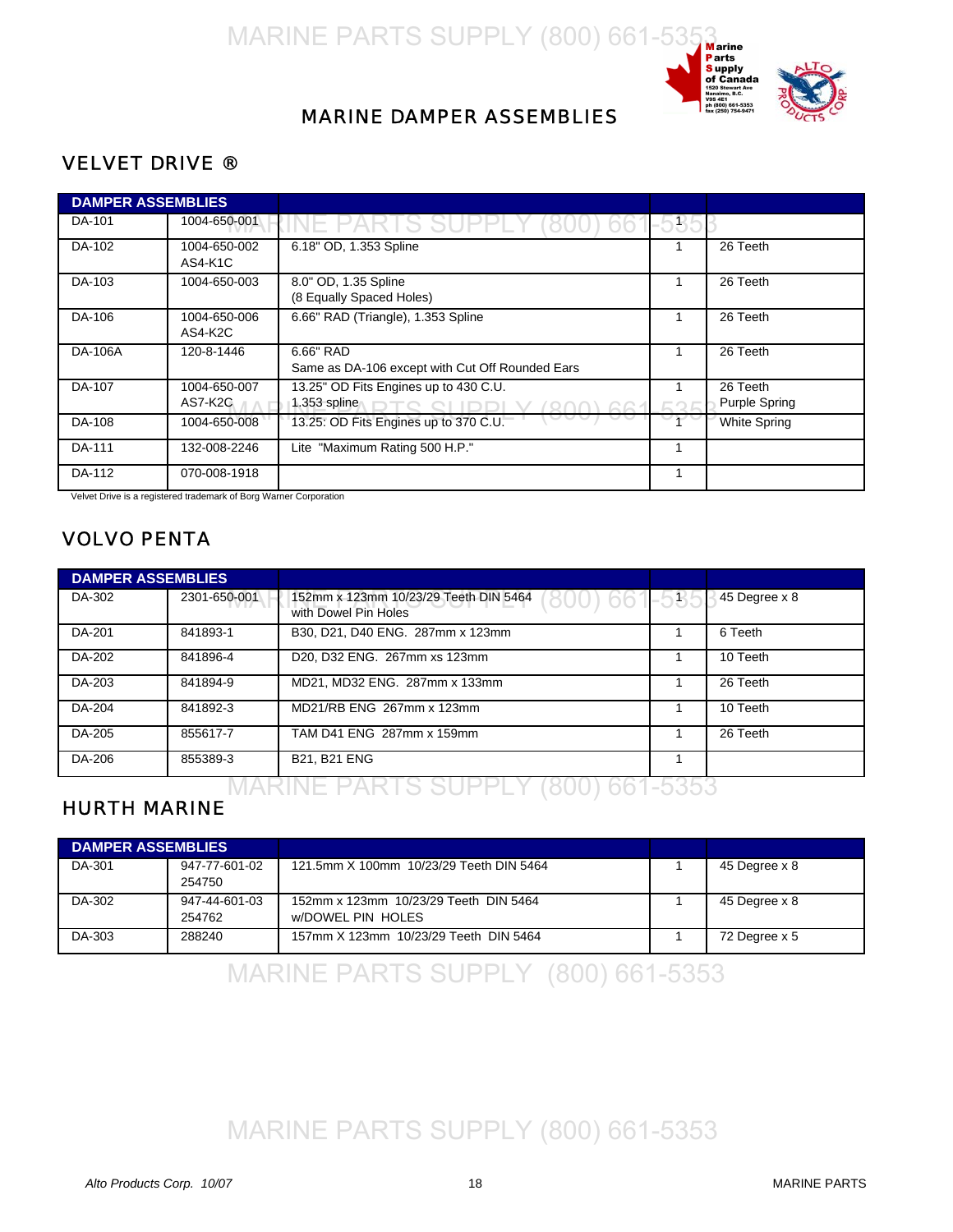# MARINE DAMPER ASSEMBLIES

## VELVET DRIVE ®

| DAMPER ASSEMBLIES | | | | |
|---|---|---|---|---|
| DA-101 | 1004-650-001 | | 1 | |
| DA-102 | 1004-650-002 AS4-K1C | 6.18" OD, 1.353 Spline | 1 | 26 Teeth |
| DA-103 | 1004-650-003 | 8.0" OD, 1.35 Spline (8 Equally Spaced Holes) | 1 | 26 Teeth |
| DA-106 | 1004-650-006 AS4-K2C | 6.66" RAD (Triangle), 1.353 Spline | 1 | 26 Teeth |
| DA-106A | 120-8-1446 | 6.66" RAD Same as DA-106 except with Cut Off Rounded Ears | 1 | 26 Teeth |
| DA-107 | 1004-650-007 AS7-K2C | 13.25" OD Fits Engines up to 430 C.U. 1.353 spline | 1 | 26 Teeth Purple Spring |
| DA-108 | 1004-650-008 | 13.25: OD Fits Engines up to 370 C.U. | 1 | White Spring |
| DA-111 | 132-008-2246 | Lite "Maximum Rating 500 H.P." | 1 | |
| DA-112 | 070-008-1918 | | 1 | |

Velvet Drive is a registered trademark of Borg Warner Corporation

## VOLVO PENTA

| DAMPER ASSEMBLIES | | | | |
|---|---|---|---|---|
| DA-302 | 2301-650-001 | 152mm x 123mm 10/23/29 Teeth DIN 5464 with Dowel Pin Holes | 1 | 45 Degree x 8 |
| DA-201 | 841893-1 | B30, D21, D40 ENG. 287mm x 123mm | 1 | 6 Teeth |
| DA-202 | 841896-4 | D20, D32 ENG. 267mm xs 123mm | 1 | 10 Teeth |
| DA-203 | 841894-9 | MD21, MD32 ENG. 287mm x 133mm | 1 | 26 Teeth |
| DA-204 | 841892-3 | MD21/RB ENG 267mm x 123mm | 1 | 10 Teeth |
| DA-205 | 855617-7 | TAM D41 ENG 287mm x 159mm | 1 | 26 Teeth |
| DA-206 | 855389-3 | B21, B21 ENG | 1 | |

## HURTH MARINE

| DAMPER ASSEMBLIES | | | | |
|---|---|---|---|---|
| DA-301 | 947-77-601-02 254750 | 121.5mm X 100mm 10/23/29 Teeth DIN 5464 | 1 | 45 Degree x 8 |
| DA-302 | 947-44-601-03 254762 | 152mm x 123mm 10/23/29 Teeth DIN 5464 w/DOWEL PIN HOLES | 1 | 45 Degree x 8 |
| DA-303 | 288240 | 157mm X 123mm 10/23/29 Teeth DIN 5464 | 1 | 72 Degree x 5 |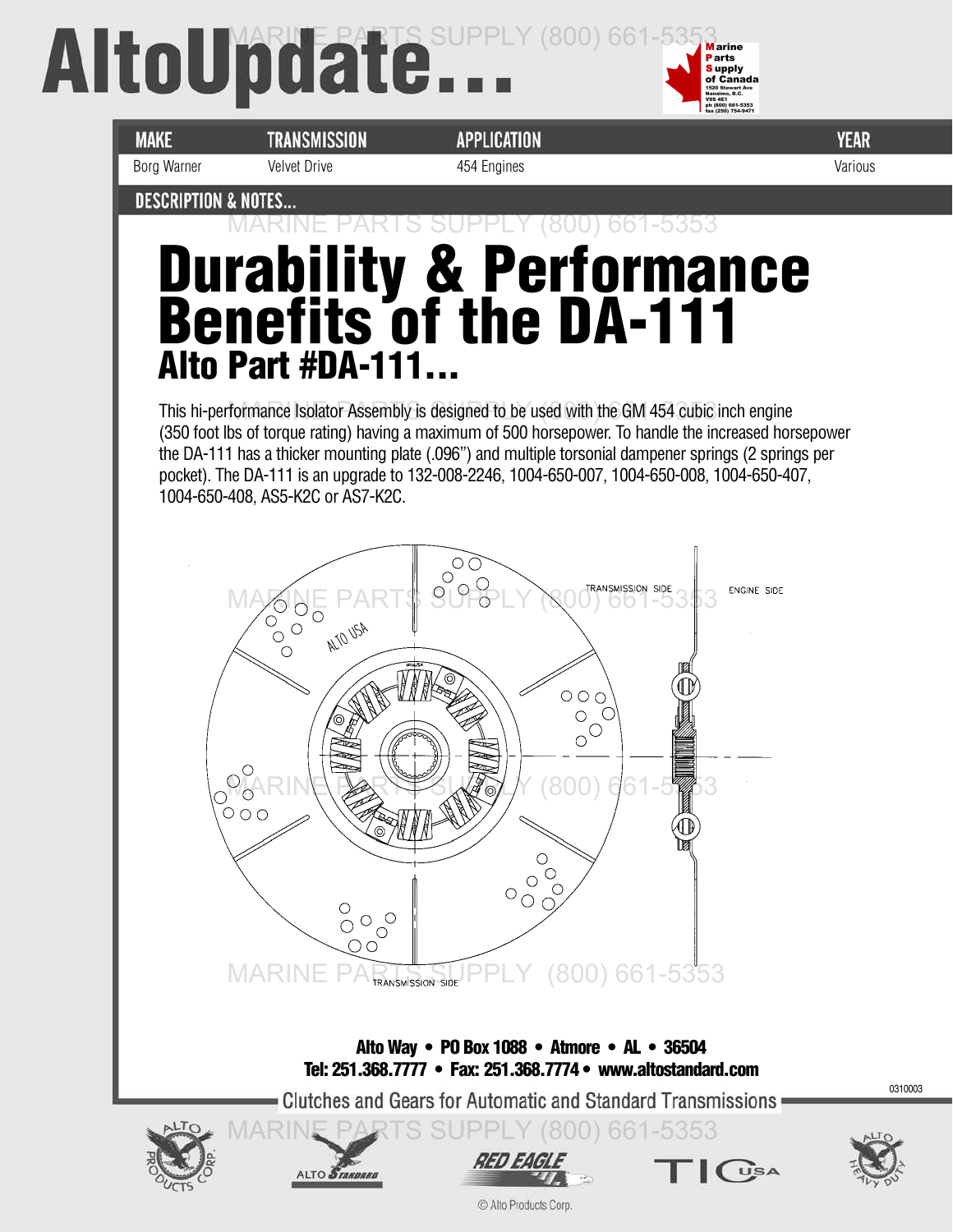# AltoUpdate...

| MAKE | TRANSMISSION | APPLICATION | YEAR |
| --- | --- | --- | --- |
| Borg Warner | Velvet Drive | 454 Engines | Various |

## DESCRIPTION & NOTES...

# Durability & Performance Benefits of the DA-111

## Alto Part #DA-111...

This hi-performance Isolator Assembly is designed to be used with the GM 454 cubic inch engine (350 foot lbs of torque rating) having a maximum of 500 horsepower. To handle the increased horsepower the DA-111 has a thicker mounting plate (.096") and multiple torsonial dampener springs (2 springs per pocket). The DA-111 is an upgrade to 132-008-2246, 1004-650-007, 1004-650-008, 1004-650-407, 1004-650-408, AS5-K2C or AS7-K2C.

ALTO USA

TRANSMISSION SIDE

ENGINE SIDE

TRANSMISSION SIDE

**Alto Way • PO Box 1088 • Atmore • AL • 36504**
**Tel: 251.368.7777 • Fax: 251.368.7774 • www.altostandard.com**

0310003

Clutches and Gears for Automatic and Standard Transmissions

© Alto Products Corp.